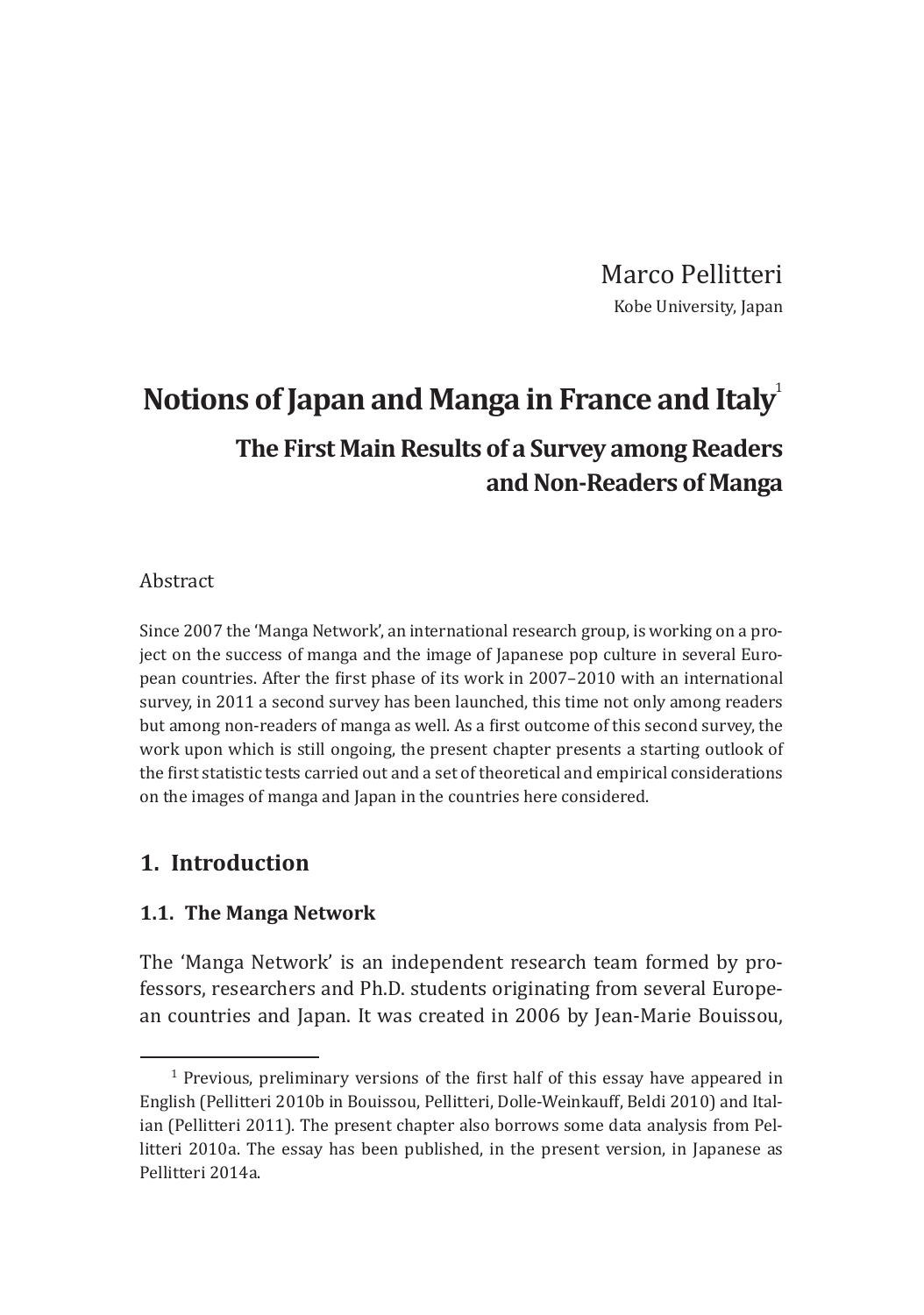Marco Pellitteri
Kobe University, Japan

# Notions of Japan and Manga in France and Italy[1]

## The First Main Results of a Survey among Readers and Non-Readers of Manga

Abstract

Since 2007 the 'Manga Network', an international research group, is working on a project on the success of manga and the image of Japanese pop culture in several European countries. After the first phase of its work in 2007–2010 with an international survey, in 2011 a second survey has been launched, this time not only among readers but among non-readers of manga as well. As a first outcome of this second survey, the work upon which is still ongoing, the present chapter presents a starting outlook of the first statistic tests carried out and a set of theoretical and empirical considerations on the images of manga and Japan in the countries here considered.

## 1. Introduction

### 1.1. The Manga Network

The 'Manga Network' is an independent research team formed by professors, researchers and Ph.D. students originating from several European countries and Japan. It was created in 2006 by Jean-Marie Bouissou,

[1] Previous, preliminary versions of the first half of this essay have appeared in English (Pellitteri 2010b in Bouissou, Pellitteri, Dolle-Weinkauff, Beldi 2010) and Italian (Pellitteri 2011). The present chapter also borrows some data analysis from Pellitteri 2010a. The essay has been published, in the present version, in Japanese as Pellitteri 2014a.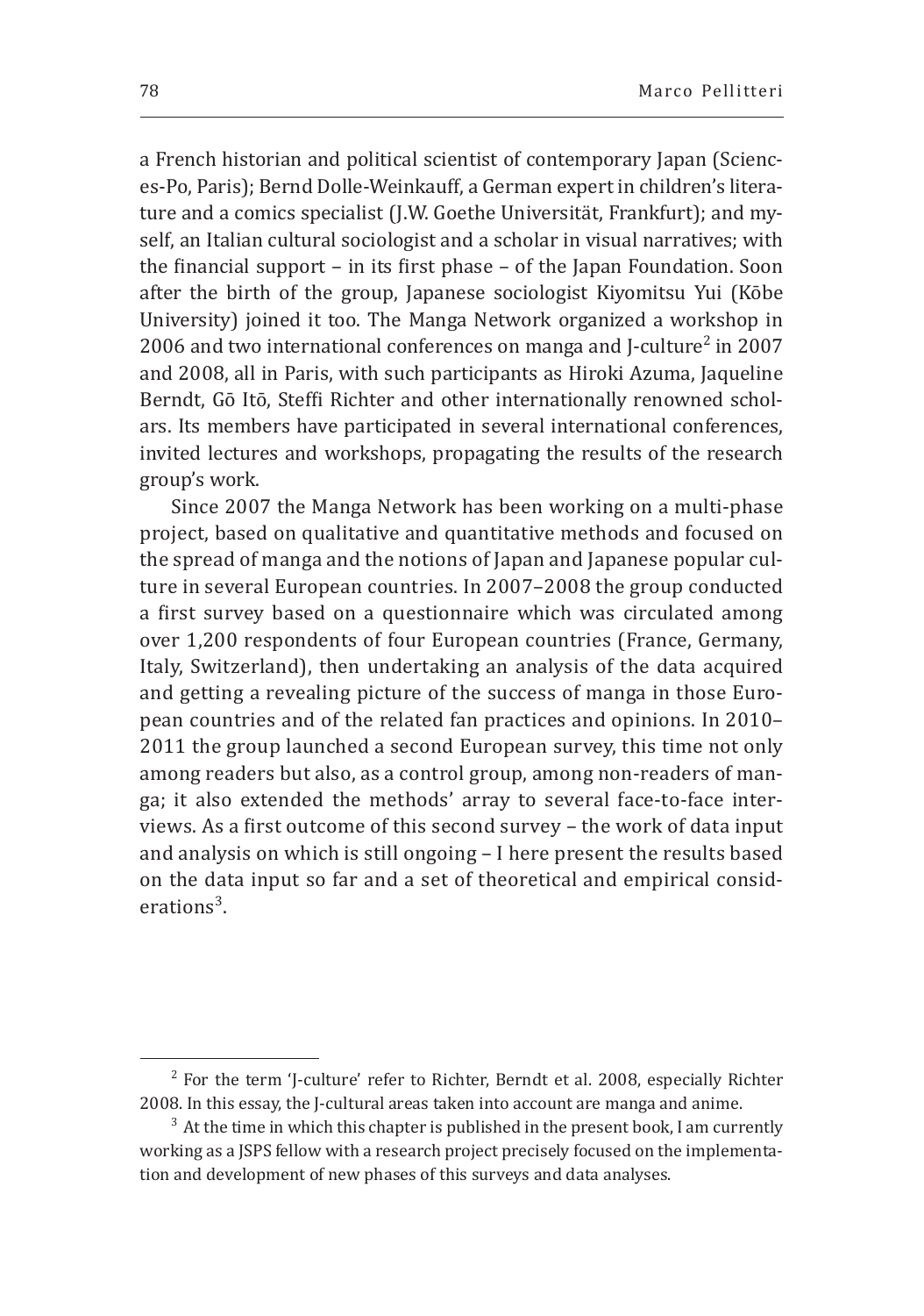a French historian and political scientist of contemporary Japan (Sciences-Po, Paris); Bernd Dolle-Weinkauff, a German expert in children's literature and a comics specialist (J.W. Goethe Universität, Frankfurt); and myself, an Italian cultural sociologist and a scholar in visual narratives; with the financial support – in its first phase – of the Japan Foundation. Soon after the birth of the group, Japanese sociologist Kiyomitsu Yui (Kōbe University) joined it too. The Manga Network organized a workshop in 2006 and two international conferences on manga and J-culture[2] in 2007 and 2008, all in Paris, with such participants as Hiroki Azuma, Jaqueline Berndt, Gō Itō, Steffi Richter and other internationally renowned scholars. Its members have participated in several international conferences, invited lectures and workshops, propagating the results of the research group's work.

Since 2007 the Manga Network has been working on a multi-phase project, based on qualitative and quantitative methods and focused on the spread of manga and the notions of Japan and Japanese popular culture in several European countries. In 2007–2008 the group conducted a first survey based on a questionnaire which was circulated among over 1,200 respondents of four European countries (France, Germany, Italy, Switzerland), then undertaking an analysis of the data acquired and getting a revealing picture of the success of manga in those European countries and of the related fan practices and opinions. In 2010–2011 the group launched a second European survey, this time not only among readers but also, as a control group, among non-readers of manga; it also extended the methods' array to several face-to-face interviews. As a first outcome of this second survey – the work of data input and analysis on which is still ongoing – I here present the results based on the data input so far and a set of theoretical and empirical considerations[3].

---

[2] For the term 'J-culture' refer to Richter, Berndt et al. 2008, especially Richter 2008. In this essay, the J-cultural areas taken into account are manga and anime.

[3] At the time in which this chapter is published in the present book, I am currently working as a JSPS fellow with a research project precisely focused on the implementation and development of new phases of this surveys and data analyses.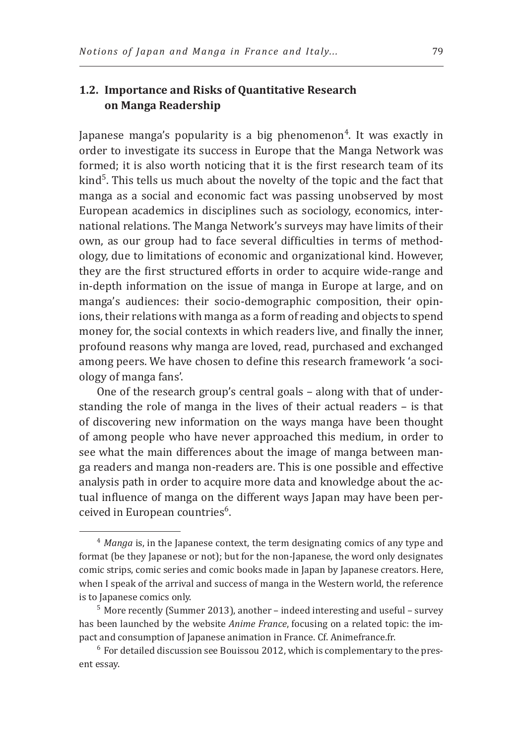### 1.2. Importance and Risks of Quantitative Research on Manga Readership

Japanese manga's popularity is a big phenomenon[4]. It was exactly in order to investigate its success in Europe that the Manga Network was formed; it is also worth noticing that it is the first research team of its kind[5]. This tells us much about the novelty of the topic and the fact that manga as a social and economic fact was passing unobserved by most European academics in disciplines such as sociology, economics, international relations. The Manga Network's surveys may have limits of their own, as our group had to face several difficulties in terms of methodology, due to limitations of economic and organizational kind. However, they are the first structured efforts in order to acquire wide-range and in-depth information on the issue of manga in Europe at large, and on manga's audiences: their socio-demographic composition, their opinions, their relations with manga as a form of reading and objects to spend money for, the social contexts in which readers live, and finally the inner, profound reasons why manga are loved, read, purchased and exchanged among peers. We have chosen to define this research framework 'a sociology of manga fans'.

One of the research group's central goals – along with that of understanding the role of manga in the lives of their actual readers – is that of discovering new information on the ways manga have been thought of among people who have never approached this medium, in order to see what the main differences about the image of manga between manga readers and manga non-readers are. This is one possible and effective analysis path in order to acquire more data and knowledge about the actual influence of manga on the different ways Japan may have been perceived in European countries[6].

---

[4] *Manga* is, in the Japanese context, the term designating comics of any type and format (be they Japanese or not); but for the non-Japanese, the word only designates comic strips, comic series and comic books made in Japan by Japanese creators. Here, when I speak of the arrival and success of manga in the Western world, the reference is to Japanese comics only.

[5] More recently (Summer 2013), another – indeed interesting and useful – survey has been launched by the website *Anime France*, focusing on a related topic: the impact and consumption of Japanese animation in France. Cf. Animefrance.fr.

[6] For detailed discussion see Bouissou 2012, which is complementary to the present essay.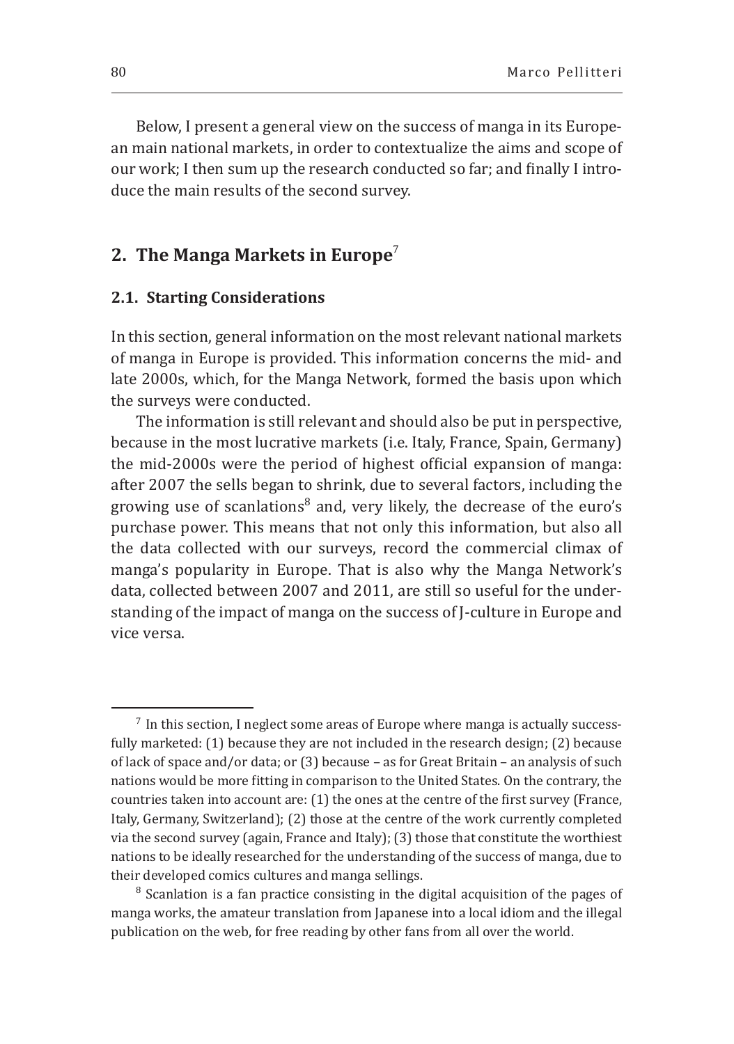Below, I present a general view on the success of manga in its European main national markets, in order to contextualize the aims and scope of our work; I then sum up the research conducted so far; and finally I introduce the main results of the second survey.

## 2. The Manga Markets in Europe[7]

### 2.1. Starting Considerations

In this section, general information on the most relevant national markets of manga in Europe is provided. This information concerns the mid- and late 2000s, which, for the Manga Network, formed the basis upon which the surveys were conducted.

The information is still relevant and should also be put in perspective, because in the most lucrative markets (i.e. Italy, France, Spain, Germany) the mid-2000s were the period of highest official expansion of manga: after 2007 the sells began to shrink, due to several factors, including the growing use of scanlations[8] and, very likely, the decrease of the euro's purchase power. This means that not only this information, but also all the data collected with our surveys, record the commercial climax of manga's popularity in Europe. That is also why the Manga Network's data, collected between 2007 and 2011, are still so useful for the understanding of the impact of manga on the success of J-culture in Europe and vice versa.

---

[7] In this section, I neglect some areas of Europe where manga is actually successfully marketed: (1) because they are not included in the research design; (2) because of lack of space and/or data; or (3) because – as for Great Britain – an analysis of such nations would be more fitting in comparison to the United States. On the contrary, the countries taken into account are: (1) the ones at the centre of the first survey (France, Italy, Germany, Switzerland); (2) those at the centre of the work currently completed via the second survey (again, France and Italy); (3) those that constitute the worthiest nations to be ideally researched for the understanding of the success of manga, due to their developed comics cultures and manga sellings.

[8] Scanlation is a fan practice consisting in the digital acquisition of the pages of manga works, the amateur translation from Japanese into a local idiom and the illegal publication on the web, for free reading by other fans from all over the world.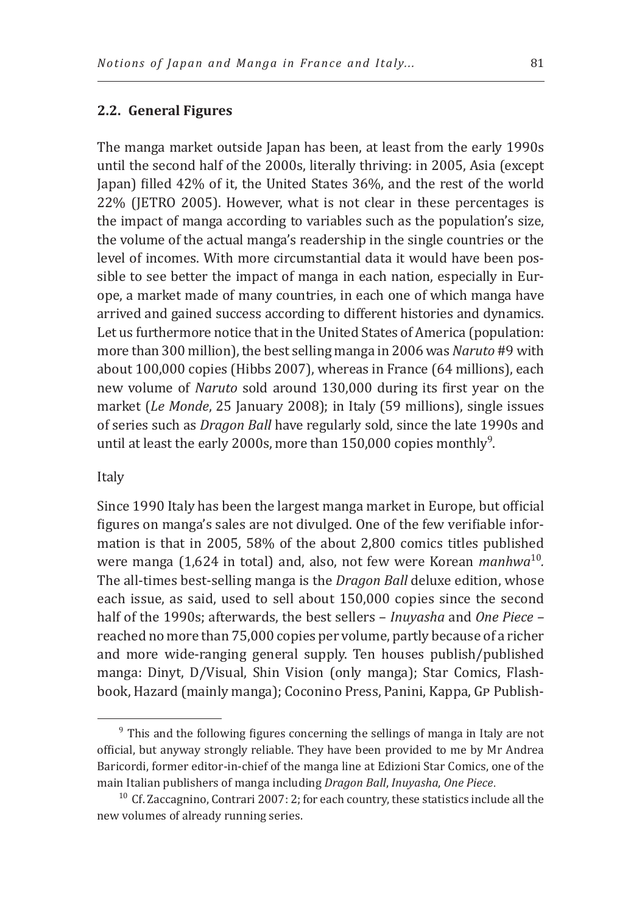## 2.2. General Figures

The manga market outside Japan has been, at least from the early 1990s until the second half of the 2000s, literally thriving: in 2005, Asia (except Japan) filled 42% of it, the United States 36%, and the rest of the world 22% (JETRO 2005). However, what is not clear in these percentages is the impact of manga according to variables such as the population's size, the volume of the actual manga's readership in the single countries or the level of incomes. With more circumstantial data it would have been possible to see better the impact of manga in each nation, especially in Europe, a market made of many countries, in each one of which manga have arrived and gained success according to different histories and dynamics. Let us furthermore notice that in the United States of America (population: more than 300 million), the best selling manga in 2006 was *Naruto* #9 with about 100,000 copies (Hibbs 2007), whereas in France (64 millions), each new volume of *Naruto* sold around 130,000 during its first year on the market (*Le Monde*, 25 January 2008); in Italy (59 millions), single issues of series such as *Dragon Ball* have regularly sold, since the late 1990s and until at least the early 2000s, more than 150,000 copies monthly[9].

Italy

Since 1990 Italy has been the largest manga market in Europe, but official figures on manga's sales are not divulged. One of the few verifiable information is that in 2005, 58% of the about 2,800 comics titles published were manga (1,624 in total) and, also, not few were Korean *manhwa*[10]. The all-times best-selling manga is the *Dragon Ball* deluxe edition, whose each issue, as said, used to sell about 150,000 copies since the second half of the 1990s; afterwards, the best sellers – *Inuyasha* and *One Piece* – reached no more than 75,000 copies per volume, partly because of a richer and more wide-ranging general supply. Ten houses publish/published manga: Dinyt, D/Visual, Shin Vision (only manga); Star Comics, Flashbook, Hazard (mainly manga); Coconino Press, Panini, Kappa, GP Publish-

[9] This and the following figures concerning the sellings of manga in Italy are not official, but anyway strongly reliable. They have been provided to me by Mr Andrea Baricordi, former editor-in-chief of the manga line at Edizioni Star Comics, one of the main Italian publishers of manga including *Dragon Ball*, *Inuyasha*, *One Piece*.

[10] Cf. Zaccagnino, Contrari 2007: 2; for each country, these statistics include all the new volumes of already running series.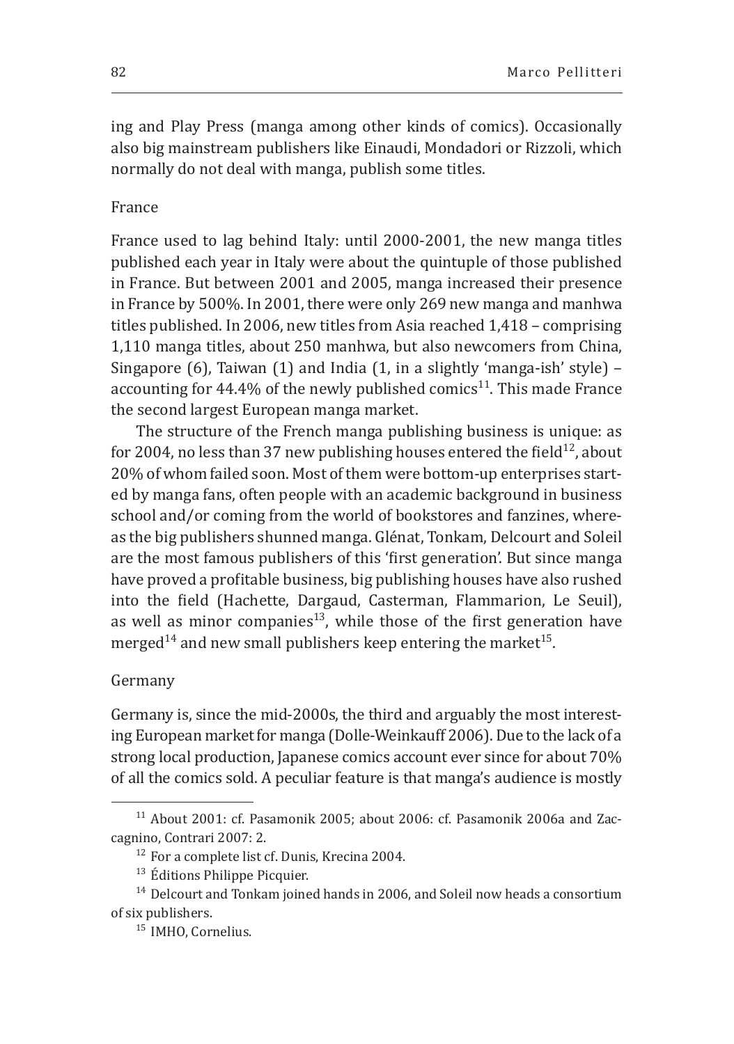ing and Play Press (manga among other kinds of comics). Occasionally also big mainstream publishers like Einaudi, Mondadori or Rizzoli, which normally do not deal with manga, publish some titles.

### France

France used to lag behind Italy: until 2000-2001, the new manga titles published each year in Italy were about the quintuple of those published in France. But between 2001 and 2005, manga increased their presence in France by 500%. In 2001, there were only 269 new manga and manhwa titles published. In 2006, new titles from Asia reached 1,418 – comprising 1,110 manga titles, about 250 manhwa, but also newcomers from China, Singapore (6), Taiwan (1) and India (1, in a slightly 'manga-ish' style) – accounting for 44.4% of the newly published comics[11]. This made France the second largest European manga market.

The structure of the French manga publishing business is unique: as for 2004, no less than 37 new publishing houses entered the field[12], about 20% of whom failed soon. Most of them were bottom-up enterprises started by manga fans, often people with an academic background in business school and/or coming from the world of bookstores and fanzines, whereas the big publishers shunned manga. Glénat, Tonkam, Delcourt and Soleil are the most famous publishers of this 'first generation'. But since manga have proved a profitable business, big publishing houses have also rushed into the field (Hachette, Dargaud, Casterman, Flammarion, Le Seuil), as well as minor companies[13], while those of the first generation have merged[14] and new small publishers keep entering the market[15].

### Germany

Germany is, since the mid-2000s, the third and arguably the most interesting European market for manga (Dolle-Weinkauff 2006). Due to the lack of a strong local production, Japanese comics account ever since for about 70% of all the comics sold. A peculiar feature is that manga's audience is mostly

---

[11] About 2001: cf. Pasamonik 2005; about 2006: cf. Pasamonik 2006a and Zaccagnino, Contrari 2007: 2.

[12] For a complete list cf. Dunis, Krecina 2004.

[13] Éditions Philippe Picquier.

[14] Delcourt and Tonkam joined hands in 2006, and Soleil now heads a consortium of six publishers.

[15] IMHO, Cornelius.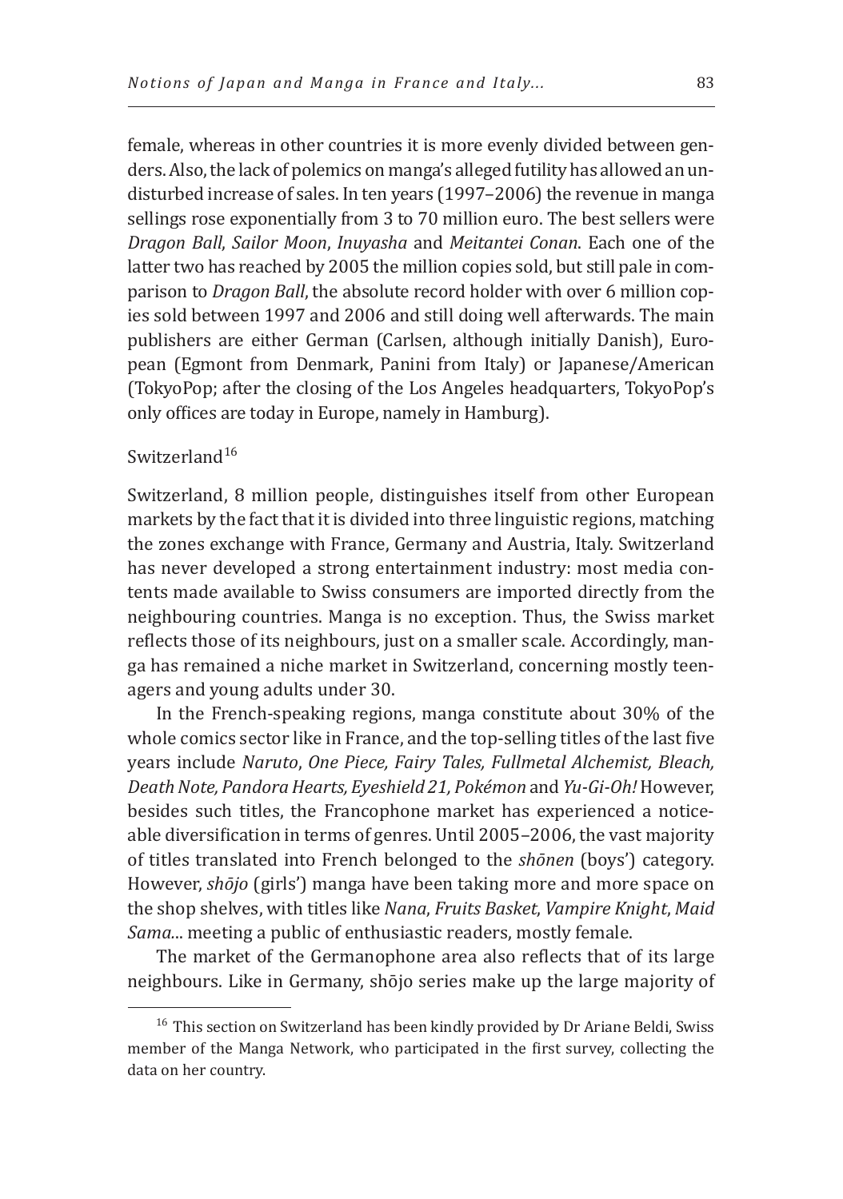female, whereas in other countries it is more evenly divided between genders. Also, the lack of polemics on manga's alleged futility has allowed an undisturbed increase of sales. In ten years (1997–2006) the revenue in manga sellings rose exponentially from 3 to 70 million euro. The best sellers were *Dragon Ball*, *Sailor Moon*, *Inuyasha* and *Meitantei Conan*. Each one of the latter two has reached by 2005 the million copies sold, but still pale in comparison to *Dragon Ball*, the absolute record holder with over 6 million copies sold between 1997 and 2006 and still doing well afterwards. The main publishers are either German (Carlsen, although initially Danish), European (Egmont from Denmark, Panini from Italy) or Japanese/American (TokyoPop; after the closing of the Los Angeles headquarters, TokyoPop's only offices are today in Europe, namely in Hamburg).

### Switzerland[16]

Switzerland, 8 million people, distinguishes itself from other European markets by the fact that it is divided into three linguistic regions, matching the zones exchange with France, Germany and Austria, Italy. Switzerland has never developed a strong entertainment industry: most media contents made available to Swiss consumers are imported directly from the neighbouring countries. Manga is no exception. Thus, the Swiss market reflects those of its neighbours, just on a smaller scale. Accordingly, manga has remained a niche market in Switzerland, concerning mostly teenagers and young adults under 30.

In the French-speaking regions, manga constitute about 30% of the whole comics sector like in France, and the top-selling titles of the last five years include *Naruto*, *One Piece, Fairy Tales, Fullmetal Alchemist, Bleach, Death Note, Pandora Hearts, Eyeshield 21, Pokémon* and *Yu-Gi-Oh!* However, besides such titles, the Francophone market has experienced a noticeable diversification in terms of genres. Until 2005–2006, the vast majority of titles translated into French belonged to the *shōnen* (boys') category. However, *shōjo* (girls') manga have been taking more and more space on the shop shelves, with titles like *Nana*, *Fruits Basket*, *Vampire Knight*, *Maid Sama*... meeting a public of enthusiastic readers, mostly female.

The market of the Germanophone area also reflects that of its large neighbours. Like in Germany, shōjo series make up the large majority of

---

[16] This section on Switzerland has been kindly provided by Dr Ariane Beldi, Swiss member of the Manga Network, who participated in the first survey, collecting the data on her country.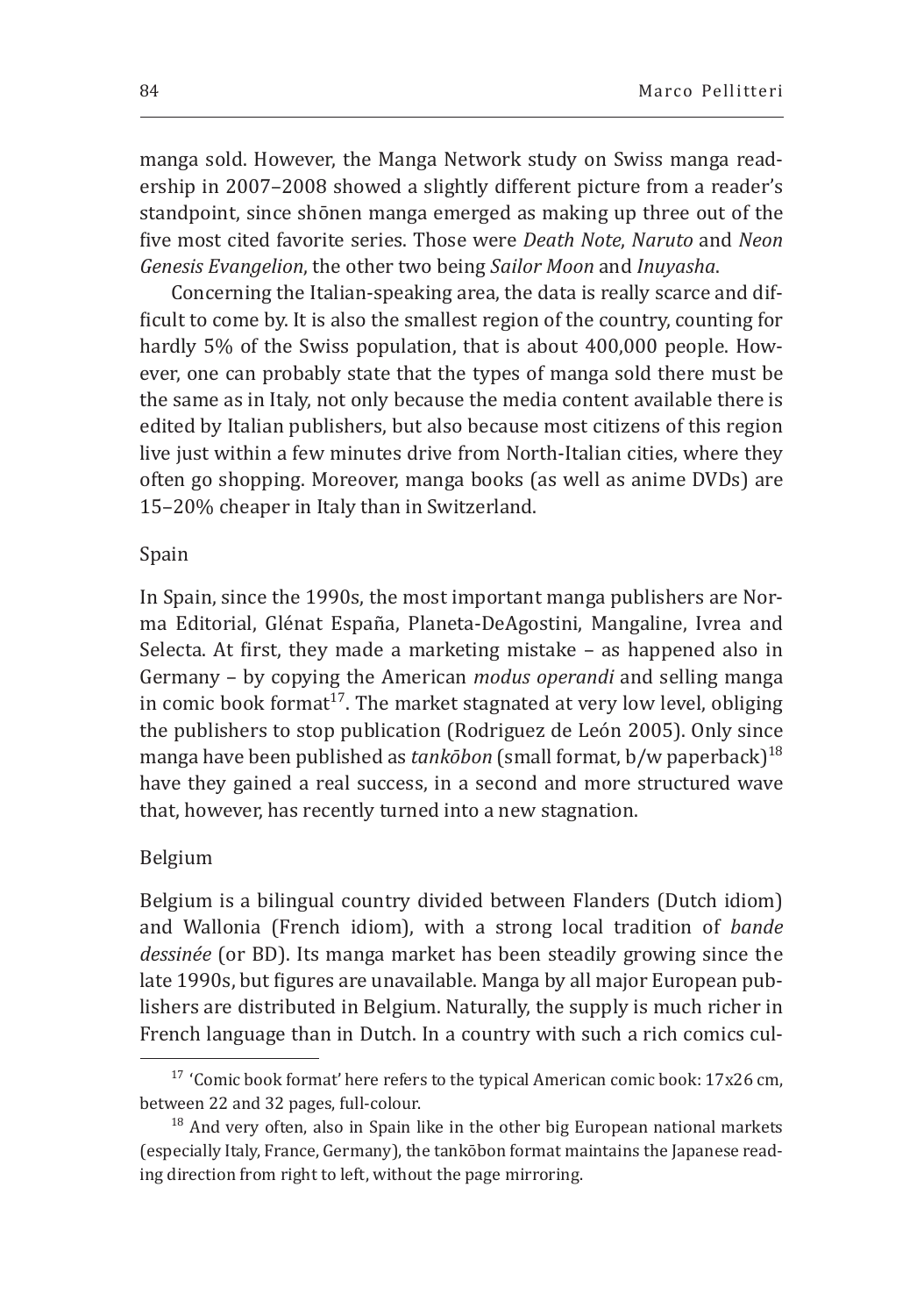manga sold. However, the Manga Network study on Swiss manga readership in 2007–2008 showed a slightly different picture from a reader's standpoint, since shōnen manga emerged as making up three out of the five most cited favorite series. Those were *Death Note*, *Naruto* and *Neon Genesis Evangelion*, the other two being *Sailor Moon* and *Inuyasha*.

Concerning the Italian-speaking area, the data is really scarce and difficult to come by. It is also the smallest region of the country, counting for hardly 5% of the Swiss population, that is about 400,000 people. However, one can probably state that the types of manga sold there must be the same as in Italy, not only because the media content available there is edited by Italian publishers, but also because most citizens of this region live just within a few minutes drive from North-Italian cities, where they often go shopping. Moreover, manga books (as well as anime DVDs) are 15–20% cheaper in Italy than in Switzerland.

### Spain

In Spain, since the 1990s, the most important manga publishers are Norma Editorial, Glénat España, Planeta-DeAgostini, Mangaline, Ivrea and Selecta. At first, they made a marketing mistake – as happened also in Germany – by copying the American *modus operandi* and selling manga in comic book format[17]. The market stagnated at very low level, obliging the publishers to stop publication (Rodriguez de León 2005). Only since manga have been published as *tankōbon* (small format, b/w paperback)[18] have they gained a real success, in a second and more structured wave that, however, has recently turned into a new stagnation.

### Belgium

Belgium is a bilingual country divided between Flanders (Dutch idiom) and Wallonia (French idiom), with a strong local tradition of *bande dessinée* (or BD). Its manga market has been steadily growing since the late 1990s, but figures are unavailable. Manga by all major European publishers are distributed in Belgium. Naturally, the supply is much richer in French language than in Dutch. In a country with such a rich comics cul-

---

[17] 'Comic book format' here refers to the typical American comic book: 17x26 cm, between 22 and 32 pages, full-colour.

[18] And very often, also in Spain like in the other big European national markets (especially Italy, France, Germany), the tankōbon format maintains the Japanese reading direction from right to left, without the page mirroring.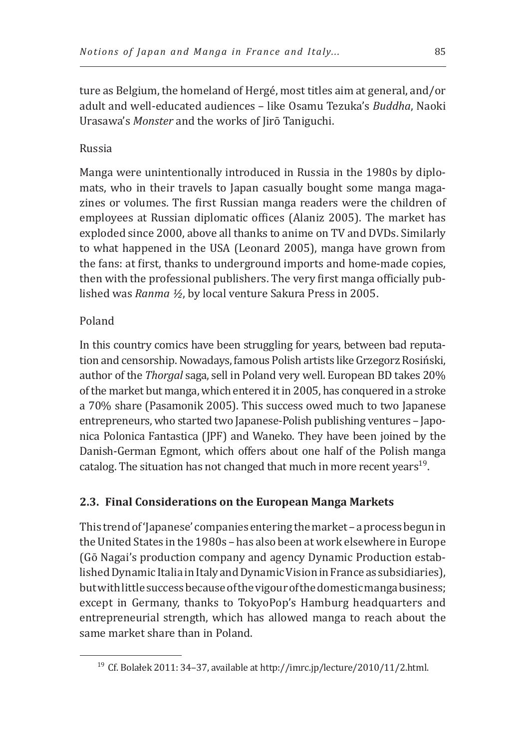ture as Belgium, the homeland of Hergé, most titles aim at general, and/or adult and well-educated audiences – like Osamu Tezuka's *Buddha*, Naoki Urasawa's *Monster* and the works of Jirō Taniguchi.

Russia

Manga were unintentionally introduced in Russia in the 1980s by diplomats, who in their travels to Japan casually bought some manga magazines or volumes. The first Russian manga readers were the children of employees at Russian diplomatic offices (Alaniz 2005). The market has exploded since 2000, above all thanks to anime on TV and DVDs. Similarly to what happened in the USA (Leonard 2005), manga have grown from the fans: at first, thanks to underground imports and home-made copies, then with the professional publishers. The very first manga officially published was *Ranma ½*, by local venture Sakura Press in 2005.

Poland

In this country comics have been struggling for years, between bad reputation and censorship. Nowadays, famous Polish artists like Grzegorz Rosiński, author of the *Thorgal* saga, sell in Poland very well. European BD takes 20% of the market but manga, which entered it in 2005, has conquered in a stroke a 70% share (Pasamonik 2005). This success owed much to two Japanese entrepreneurs, who started two Japanese-Polish publishing ventures – Japonica Polonica Fantastica (JPF) and Waneko. They have been joined by the Danish-German Egmont, which offers about one half of the Polish manga catalog. The situation has not changed that much in more recent years[19].

## 2.3. Final Considerations on the European Manga Markets

This trend of 'Japanese' companies entering the market – a process begun in the United States in the 1980s – has also been at work elsewhere in Europe (Gō Nagai's production company and agency Dynamic Production established Dynamic Italia in Italy and Dynamic Vision in France as subsidiaries), but with little success because of the vigour of the domestic manga business; except in Germany, thanks to TokyoPop's Hamburg headquarters and entrepreneurial strength, which has allowed manga to reach about the same market share than in Poland.

[19] Cf. Bolałek 2011: 34–37, available at http://imrc.jp/lecture/2010/11/2.html.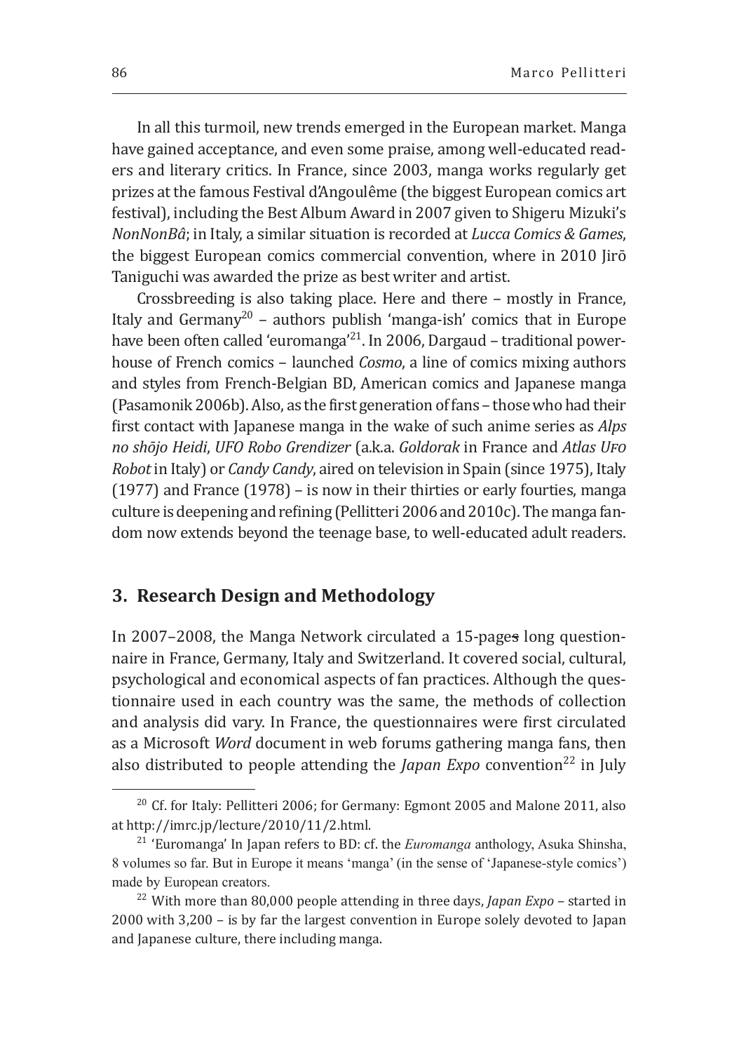In all this turmoil, new trends emerged in the European market. Manga have gained acceptance, and even some praise, among well-educated readers and literary critics. In France, since 2003, manga works regularly get prizes at the famous Festival d'Angoulême (the biggest European comics art festival), including the Best Album Award in 2007 given to Shigeru Mizuki's *NonNonBâ*; in Italy, a similar situation is recorded at *Lucca Comics & Games*, the biggest European comics commercial convention, where in 2010 Jirō Taniguchi was awarded the prize as best writer and artist.

Crossbreeding is also taking place. Here and there – mostly in France, Italy and Germany[20] – authors publish 'manga-ish' comics that in Europe have been often called 'euromanga'[21]. In 2006, Dargaud – traditional powerhouse of French comics – launched *Cosmo*, a line of comics mixing authors and styles from French-Belgian BD, American comics and Japanese manga (Pasamonik 2006b). Also, as the first generation of fans – those who had their first contact with Japanese manga in the wake of such anime series as *Alps no shōjo Heidi*, *UFO Robo Grendizer* (a.k.a. *Goldorak* in France and *Atlas Ufo Robot* in Italy) or *Candy Candy*, aired on television in Spain (since 1975), Italy (1977) and France (1978) – is now in their thirties or early fourties, manga culture is deepening and refining (Pellitteri 2006 and 2010c). The manga fandom now extends beyond the teenage base, to well-educated adult readers.

## 3. Research Design and Methodology

In 2007–2008, the Manga Network circulated a 15-pages long questionnaire in France, Germany, Italy and Switzerland. It covered social, cultural, psychological and economical aspects of fan practices. Although the questionnaire used in each country was the same, the methods of collection and analysis did vary. In France, the questionnaires were first circulated as a Microsoft *Word* document in web forums gathering manga fans, then also distributed to people attending the *Japan Expo* convention[22] in July

---

[20] Cf. for Italy: Pellitteri 2006; for Germany: Egmont 2005 and Malone 2011, also at http://imrc.jp/lecture/2010/11/2.html.

[21] 'Euromanga' In Japan refers to BD: cf. the *Euromanga* anthology, Asuka Shinsha, 8 volumes so far. But in Europe it means 'manga' (in the sense of 'Japanese-style comics') made by European creators.

[22] With more than 80,000 people attending in three days, *Japan Expo* – started in 2000 with 3,200 – is by far the largest convention in Europe solely devoted to Japan and Japanese culture, there including manga.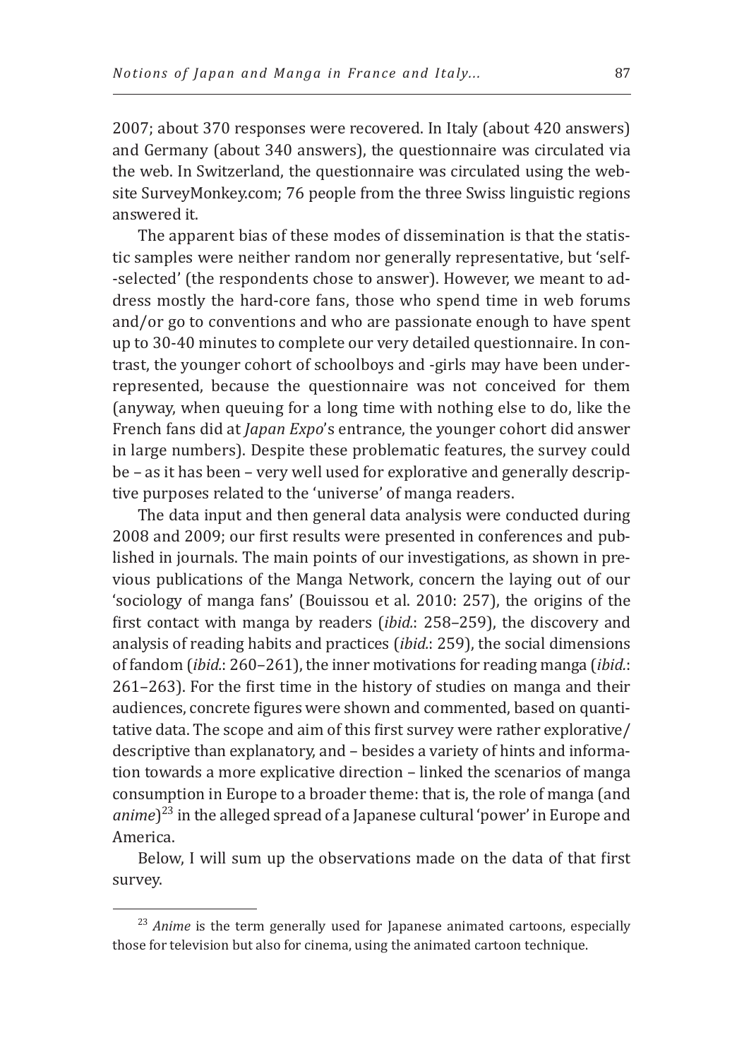2007; about 370 responses were recovered. In Italy (about 420 answers) and Germany (about 340 answers), the questionnaire was circulated via the web. In Switzerland, the questionnaire was circulated using the website SurveyMonkey.com; 76 people from the three Swiss linguistic regions answered it.

The apparent bias of these modes of dissemination is that the statistic samples were neither random nor generally representative, but 'self-selected' (the respondents chose to answer). However, we meant to address mostly the hard-core fans, those who spend time in web forums and/or go to conventions and who are passionate enough to have spent up to 30-40 minutes to complete our very detailed questionnaire. In contrast, the younger cohort of schoolboys and -girls may have been underrepresented, because the questionnaire was not conceived for them (anyway, when queuing for a long time with nothing else to do, like the French fans did at *Japan Expo*'s entrance, the younger cohort did answer in large numbers). Despite these problematic features, the survey could be – as it has been – very well used for explorative and generally descriptive purposes related to the 'universe' of manga readers.

The data input and then general data analysis were conducted during 2008 and 2009; our first results were presented in conferences and published in journals. The main points of our investigations, as shown in previous publications of the Manga Network, concern the laying out of our 'sociology of manga fans' (Bouissou et al. 2010: 257), the origins of the first contact with manga by readers (*ibid.*: 258–259), the discovery and analysis of reading habits and practices (*ibid.*: 259), the social dimensions of fandom (*ibid.*: 260–261), the inner motivations for reading manga (*ibid.*: 261–263). For the first time in the history of studies on manga and their audiences, concrete figures were shown and commented, based on quantitative data. The scope and aim of this first survey were rather explorative/descriptive than explanatory, and – besides a variety of hints and information towards a more explicative direction – linked the scenarios of manga consumption in Europe to a broader theme: that is, the role of manga (and *anime*)[23] in the alleged spread of a Japanese cultural 'power' in Europe and America.

Below, I will sum up the observations made on the data of that first survey.

[23] *Anime* is the term generally used for Japanese animated cartoons, especially those for television but also for cinema, using the animated cartoon technique.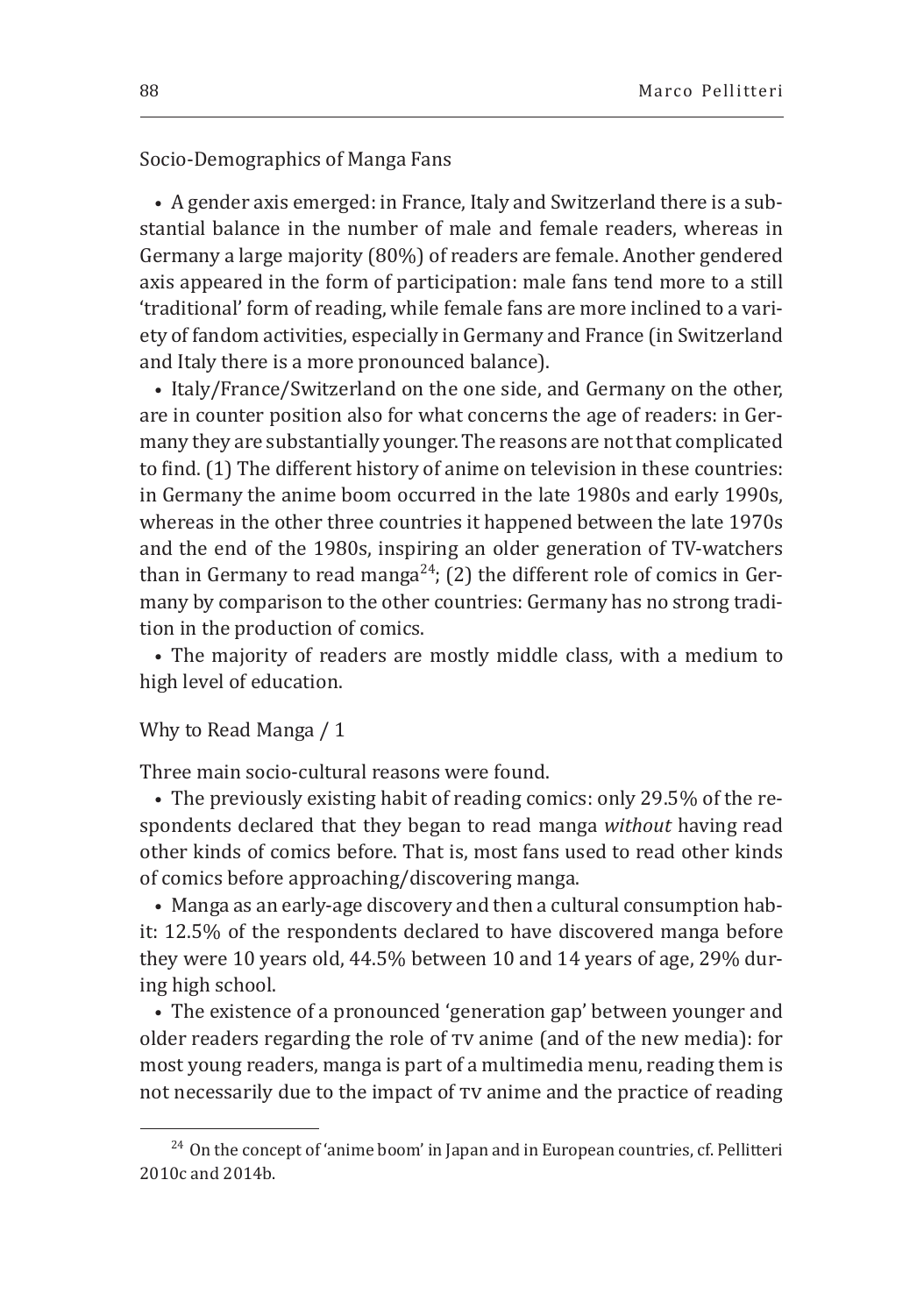Socio-Demographics of Manga Fans

- A gender axis emerged: in France, Italy and Switzerland there is a substantial balance in the number of male and female readers, whereas in Germany a large majority (80%) of readers are female. Another gendered axis appeared in the form of participation: male fans tend more to a still 'traditional' form of reading, while female fans are more inclined to a variety of fandom activities, especially in Germany and France (in Switzerland and Italy there is a more pronounced balance).
- Italy/France/Switzerland on the one side, and Germany on the other, are in counter position also for what concerns the age of readers: in Germany they are substantially younger. The reasons are not that complicated to find. (1) The different history of anime on television in these countries: in Germany the anime boom occurred in the late 1980s and early 1990s, whereas in the other three countries it happened between the late 1970s and the end of the 1980s, inspiring an older generation of TV-watchers than in Germany to read manga[24]; (2) the different role of comics in Germany by comparison to the other countries: Germany has no strong tradition in the production of comics.
- The majority of readers are mostly middle class, with a medium to high level of education.

Why to Read Manga / 1

Three main socio-cultural reasons were found.

- The previously existing habit of reading comics: only 29.5% of the respondents declared that they began to read manga *without* having read other kinds of comics before. That is, most fans used to read other kinds of comics before approaching/discovering manga.
- Manga as an early-age discovery and then a cultural consumption habit: 12.5% of the respondents declared to have discovered manga before they were 10 years old, 44.5% between 10 and 14 years of age, 29% during high school.
- The existence of a pronounced 'generation gap' between younger and older readers regarding the role of TV anime (and of the new media): for most young readers, manga is part of a multimedia menu, reading them is not necessarily due to the impact of TV anime and the practice of reading

[24] On the concept of 'anime boom' in Japan and in European countries, cf. Pellitteri 2010c and 2014b.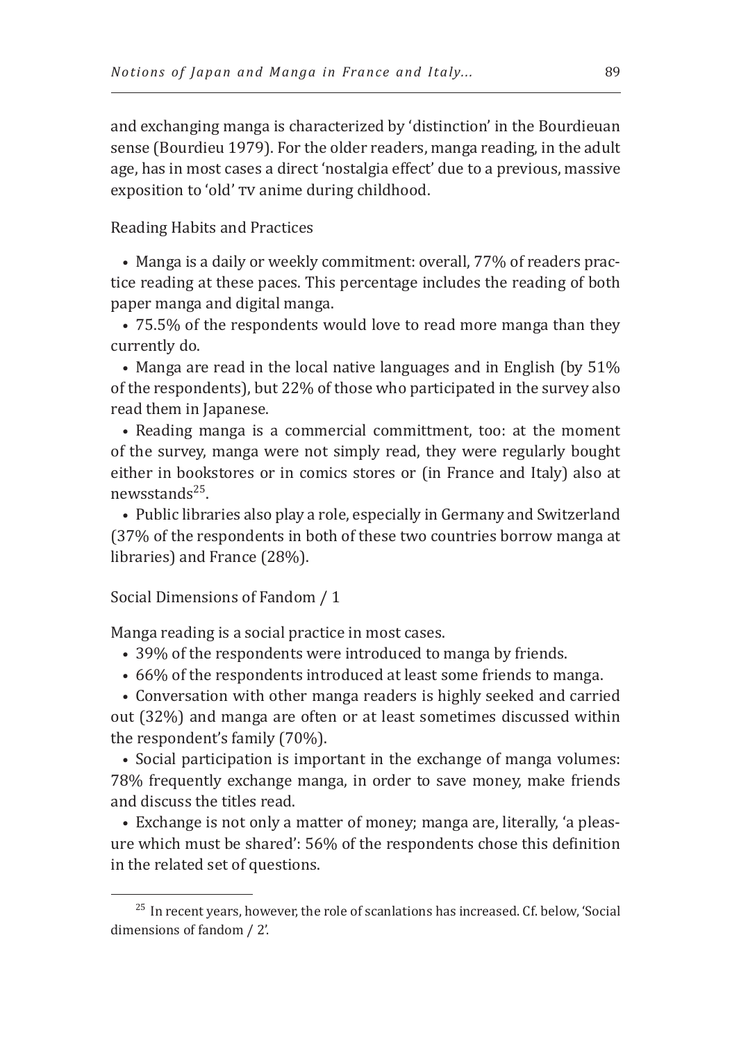and exchanging manga is characterized by 'distinction' in the Bourdieuan sense (Bourdieu 1979). For the older readers, manga reading, in the adult age, has in most cases a direct 'nostalgia effect' due to a previous, massive exposition to 'old' TV anime during childhood.

Reading Habits and Practices

- Manga is a daily or weekly commitment: overall, 77% of readers practice reading at these paces. This percentage includes the reading of both paper manga and digital manga.
- 75.5% of the respondents would love to read more manga than they currently do.
- Manga are read in the local native languages and in English (by 51% of the respondents), but 22% of those who participated in the survey also read them in Japanese.
- Reading manga is a commercial committment, too: at the moment of the survey, manga were not simply read, they were regularly bought either in bookstores or in comics stores or (in France and Italy) also at newsstands[25].
- Public libraries also play a role, especially in Germany and Switzerland (37% of the respondents in both of these two countries borrow manga at libraries) and France (28%).

Social Dimensions of Fandom / 1

Manga reading is a social practice in most cases.

- 39% of the respondents were introduced to manga by friends.
- 66% of the respondents introduced at least some friends to manga.
- Conversation with other manga readers is highly seeked and carried out (32%) and manga are often or at least sometimes discussed within the respondent's family (70%).
- Social participation is important in the exchange of manga volumes: 78% frequently exchange manga, in order to save money, make friends and discuss the titles read.
- Exchange is not only a matter of money; manga are, literally, 'a pleasure which must be shared': 56% of the respondents chose this definition in the related set of questions.

[25] In recent years, however, the role of scanlations has increased. Cf. below, 'Social dimensions of fandom / 2'.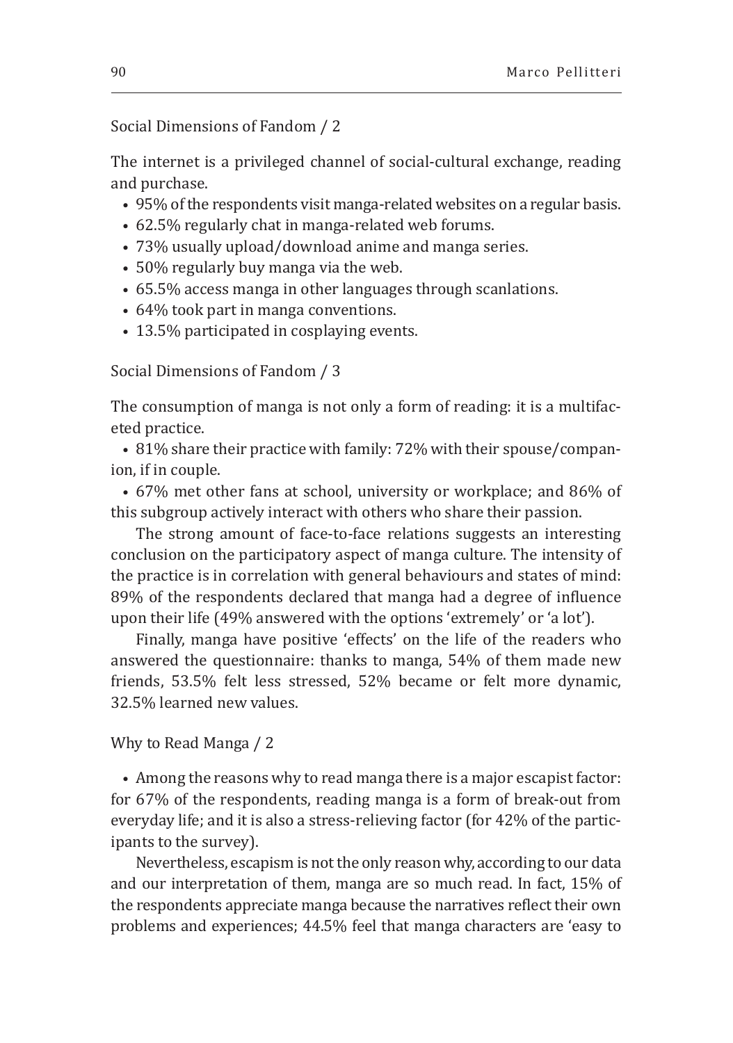Social Dimensions of Fandom / 2

The internet is a privileged channel of social-cultural exchange, reading and purchase.

- 95% of the respondents visit manga-related websites on a regular basis.
- 62.5% regularly chat in manga-related web forums.
- 73% usually upload/download anime and manga series.
- 50% regularly buy manga via the web.
- 65.5% access manga in other languages through scanlations.
- 64% took part in manga conventions.
- 13.5% participated in cosplaying events.

Social Dimensions of Fandom / 3

The consumption of manga is not only a form of reading: it is a multifaceted practice.

- 81% share their practice with family: 72% with their spouse/companion, if in couple.
- 67% met other fans at school, university or workplace; and 86% of this subgroup actively interact with others who share their passion.

The strong amount of face-to-face relations suggests an interesting conclusion on the participatory aspect of manga culture. The intensity of the practice is in correlation with general behaviours and states of mind: 89% of the respondents declared that manga had a degree of influence upon their life (49% answered with the options 'extremely' or 'a lot').

Finally, manga have positive 'effects' on the life of the readers who answered the questionnaire: thanks to manga, 54% of them made new friends, 53.5% felt less stressed, 52% became or felt more dynamic, 32.5% learned new values.

Why to Read Manga / 2

- Among the reasons why to read manga there is a major escapist factor: for 67% of the respondents, reading manga is a form of break-out from everyday life; and it is also a stress-relieving factor (for 42% of the participants to the survey).

Nevertheless, escapism is not the only reason why, according to our data and our interpretation of them, manga are so much read. In fact, 15% of the respondents appreciate manga because the narratives reflect their own problems and experiences; 44.5% feel that manga characters are 'easy to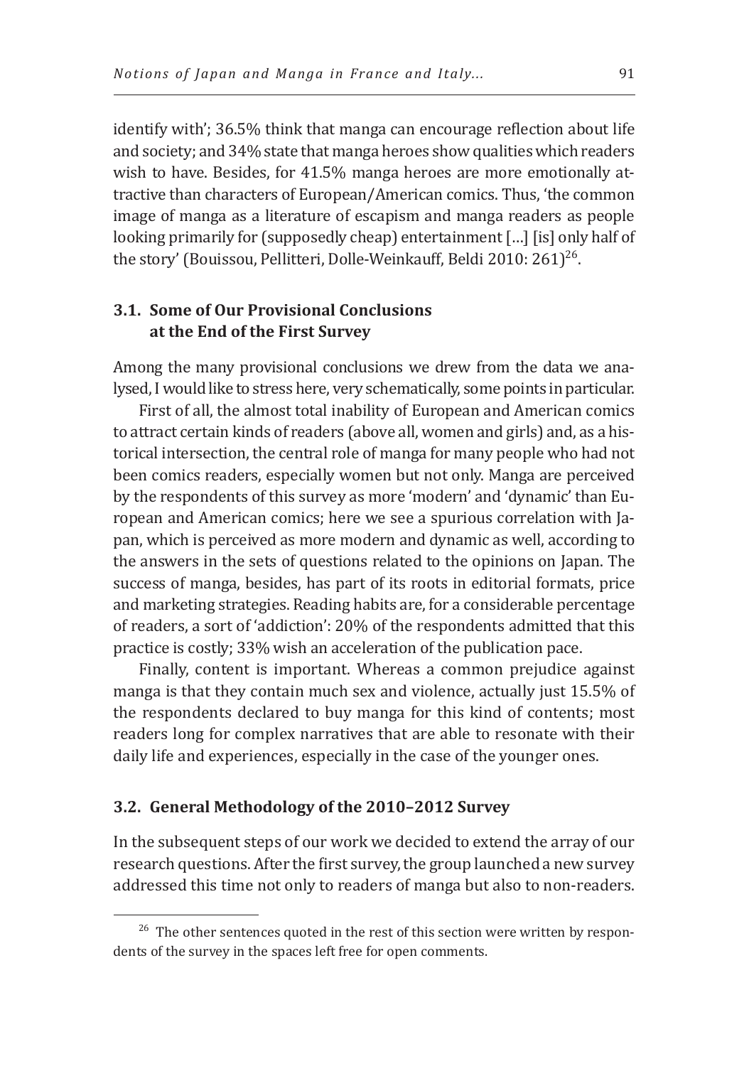identify with'; 36.5% think that manga can encourage reflection about life and society; and 34% state that manga heroes show qualities which readers wish to have. Besides, for 41.5% manga heroes are more emotionally attractive than characters of European/American comics. Thus, 'the common image of manga as a literature of escapism and manga readers as people looking primarily for (supposedly cheap) entertainment […] [is] only half of the story' (Bouissou, Pellitteri, Dolle-Weinkauff, Beldi 2010: 261)[26].

### 3.1. Some of Our Provisional Conclusions at the End of the First Survey

Among the many provisional conclusions we drew from the data we analysed, I would like to stress here, very schematically, some points in particular.

First of all, the almost total inability of European and American comics to attract certain kinds of readers (above all, women and girls) and, as a historical intersection, the central role of manga for many people who had not been comics readers, especially women but not only. Manga are perceived by the respondents of this survey as more 'modern' and 'dynamic' than European and American comics; here we see a spurious correlation with Japan, which is perceived as more modern and dynamic as well, according to the answers in the sets of questions related to the opinions on Japan. The success of manga, besides, has part of its roots in editorial formats, price and marketing strategies. Reading habits are, for a considerable percentage of readers, a sort of 'addiction': 20% of the respondents admitted that this practice is costly; 33% wish an acceleration of the publication pace.

Finally, content is important. Whereas a common prejudice against manga is that they contain much sex and violence, actually just 15.5% of the respondents declared to buy manga for this kind of contents; most readers long for complex narratives that are able to resonate with their daily life and experiences, especially in the case of the younger ones.

### 3.2. General Methodology of the 2010–2012 Survey

In the subsequent steps of our work we decided to extend the array of our research questions. After the first survey, the group launched a new survey addressed this time not only to readers of manga but also to non-readers.

[26] The other sentences quoted in the rest of this section were written by respondents of the survey in the spaces left free for open comments.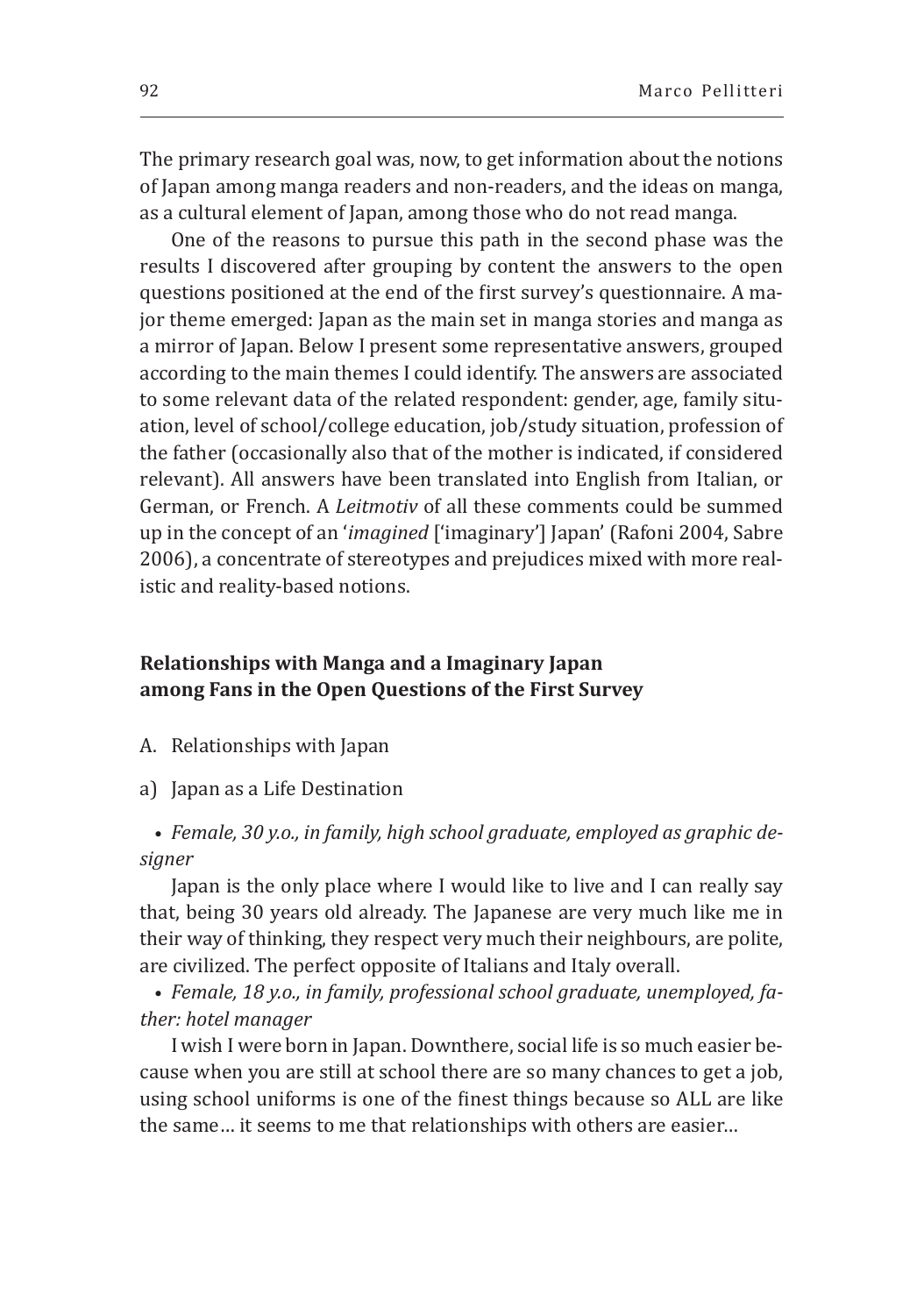The primary research goal was, now, to get information about the notions of Japan among manga readers and non-readers, and the ideas on manga, as a cultural element of Japan, among those who do not read manga.

One of the reasons to pursue this path in the second phase was the results I discovered after grouping by content the answers to the open questions positioned at the end of the first survey's questionnaire. A major theme emerged: Japan as the main set in manga stories and manga as a mirror of Japan. Below I present some representative answers, grouped according to the main themes I could identify. The answers are associated to some relevant data of the related respondent: gender, age, family situation, level of school/college education, job/study situation, profession of the father (occasionally also that of the mother is indicated, if considered relevant). All answers have been translated into English from Italian, or German, or French. A *Leitmotiv* of all these comments could be summed up in the concept of an '*imagined* ['imaginary'] Japan' (Rafoni 2004, Sabre 2006), a concentrate of stereotypes and prejudices mixed with more realistic and reality-based notions.

### Relationships with Manga and a Imaginary Japan among Fans in the Open Questions of the First Survey

A. Relationships with Japan

a) Japan as a Life Destination

- *Female, 30 y.o., in family, high school graduate, employed as graphic designer*

Japan is the only place where I would like to live and I can really say that, being 30 years old already. The Japanese are very much like me in their way of thinking, they respect very much their neighbours, are polite, are civilized. The perfect opposite of Italians and Italy overall.

- *Female, 18 y.o., in family, professional school graduate, unemployed, father: hotel manager*

I wish I were born in Japan. Downthere, social life is so much easier because when you are still at school there are so many chances to get a job, using school uniforms is one of the finest things because so ALL are like the same… it seems to me that relationships with others are easier…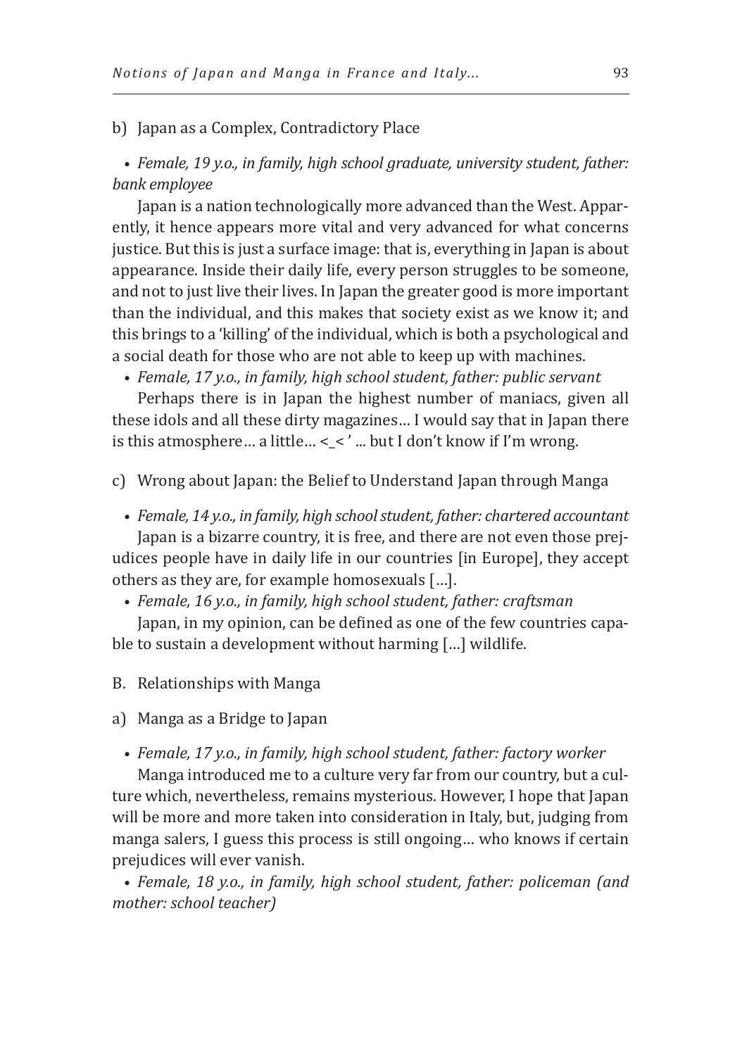b) Japan as a Complex, Contradictory Place

- *Female, 19 y.o., in family, high school graduate, university student, father: bank employee*

Japan is a nation technologically more advanced than the West. Apparently, it hence appears more vital and very advanced for what concerns justice. But this is just a surface image: that is, everything in Japan is about appearance. Inside their daily life, every person struggles to be someone, and not to just live their lives. In Japan the greater good is more important than the individual, and this makes that society exist as we know it; and this brings to a 'killing' of the individual, which is both a psychological and a social death for those who are not able to keep up with machines.

- *Female, 17 y.o., in family, high school student, father: public servant*

Perhaps there is in Japan the highest number of maniacs, given all these idols and all these dirty magazines… I would say that in Japan there is this atmosphere… a little… <_< ' ... but I don't know if I'm wrong.

c) Wrong about Japan: the Belief to Understand Japan through Manga

- *Female, 14 y.o., in family, high school student, father: chartered accountant*

Japan is a bizarre country, it is free, and there are not even those prejudices people have in daily life in our countries [in Europe], they accept others as they are, for example homosexuals […].

- *Female, 16 y.o., in family, high school student, father: craftsman*

Japan, in my opinion, can be defined as one of the few countries capable to sustain a development without harming […] wildlife.

B. Relationships with Manga

a) Manga as a Bridge to Japan

- *Female, 17 y.o., in family, high school student, father: factory worker*

Manga introduced me to a culture very far from our country, but a culture which, nevertheless, remains mysterious. However, I hope that Japan will be more and more taken into consideration in Italy, but, judging from manga salers, I guess this process is still ongoing… who knows if certain prejudices will ever vanish.

- *Female, 18 y.o., in family, high school student, father: policeman (and mother: school teacher)*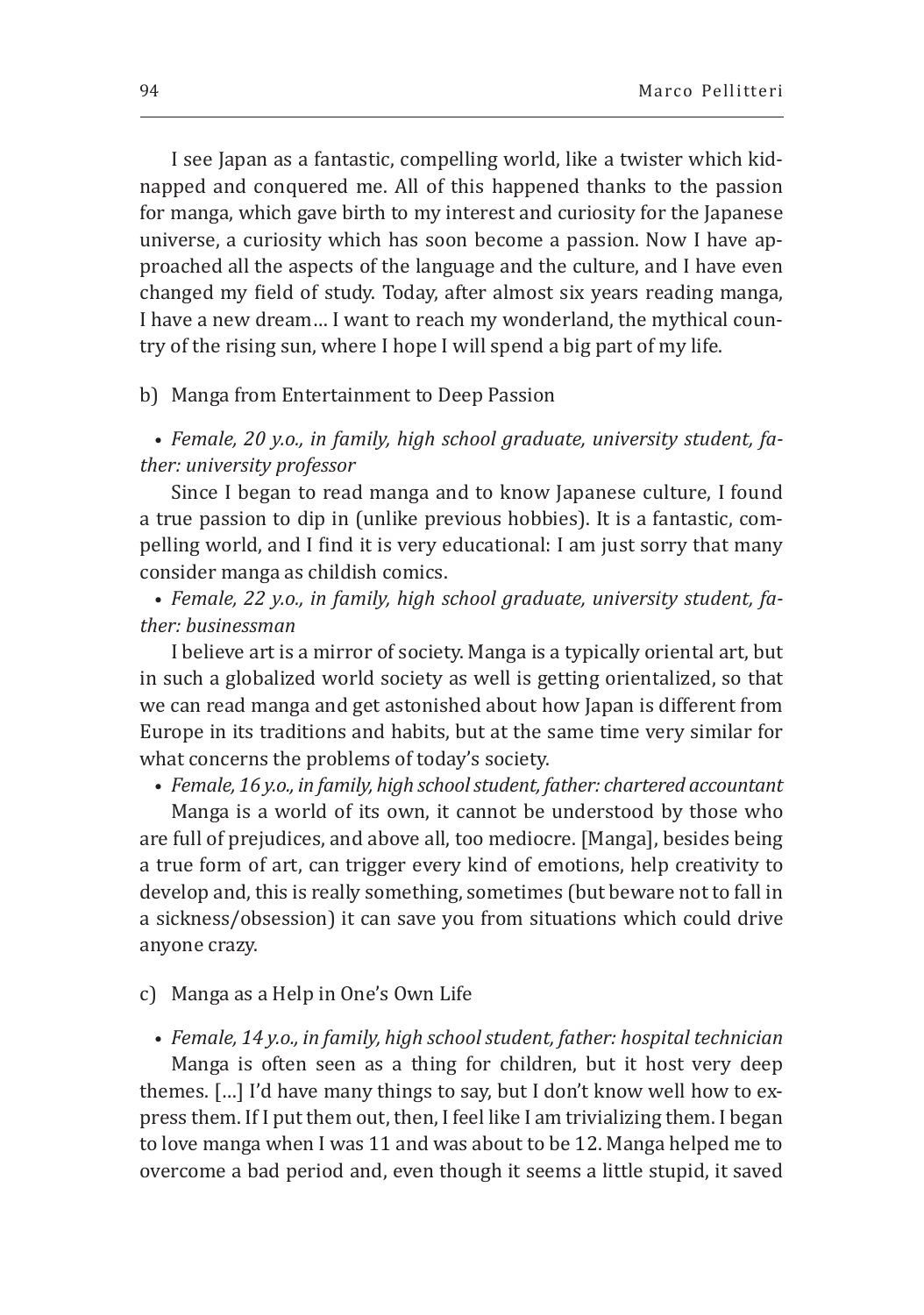I see Japan as a fantastic, compelling world, like a twister which kidnapped and conquered me. All of this happened thanks to the passion for manga, which gave birth to my interest and curiosity for the Japanese universe, a curiosity which has soon become a passion. Now I have approached all the aspects of the language and the culture, and I have even changed my field of study. Today, after almost six years reading manga, I have a new dream… I want to reach my wonderland, the mythical country of the rising sun, where I hope I will spend a big part of my life.

b) Manga from Entertainment to Deep Passion

- *Female, 20 y.o., in family, high school graduate, university student, father: university professor*

Since I began to read manga and to know Japanese culture, I found a true passion to dip in (unlike previous hobbies). It is a fantastic, compelling world, and I find it is very educational: I am just sorry that many consider manga as childish comics.

- *Female, 22 y.o., in family, high school graduate, university student, father: businessman*

I believe art is a mirror of society. Manga is a typically oriental art, but in such a globalized world society as well is getting orientalized, so that we can read manga and get astonished about how Japan is different from Europe in its traditions and habits, but at the same time very similar for what concerns the problems of today's society.

- *Female, 16 y.o., in family, high school student, father: chartered accountant*

Manga is a world of its own, it cannot be understood by those who are full of prejudices, and above all, too mediocre. [Manga], besides being a true form of art, can trigger every kind of emotions, help creativity to develop and, this is really something, sometimes (but beware not to fall in a sickness/obsession) it can save you from situations which could drive anyone crazy.

c) Manga as a Help in One's Own Life

- *Female, 14 y.o., in family, high school student, father: hospital technician*

Manga is often seen as a thing for children, but it host very deep themes. […] I'd have many things to say, but I don't know well how to express them. If I put them out, then, I feel like I am trivializing them. I began to love manga when I was 11 and was about to be 12. Manga helped me to overcome a bad period and, even though it seems a little stupid, it saved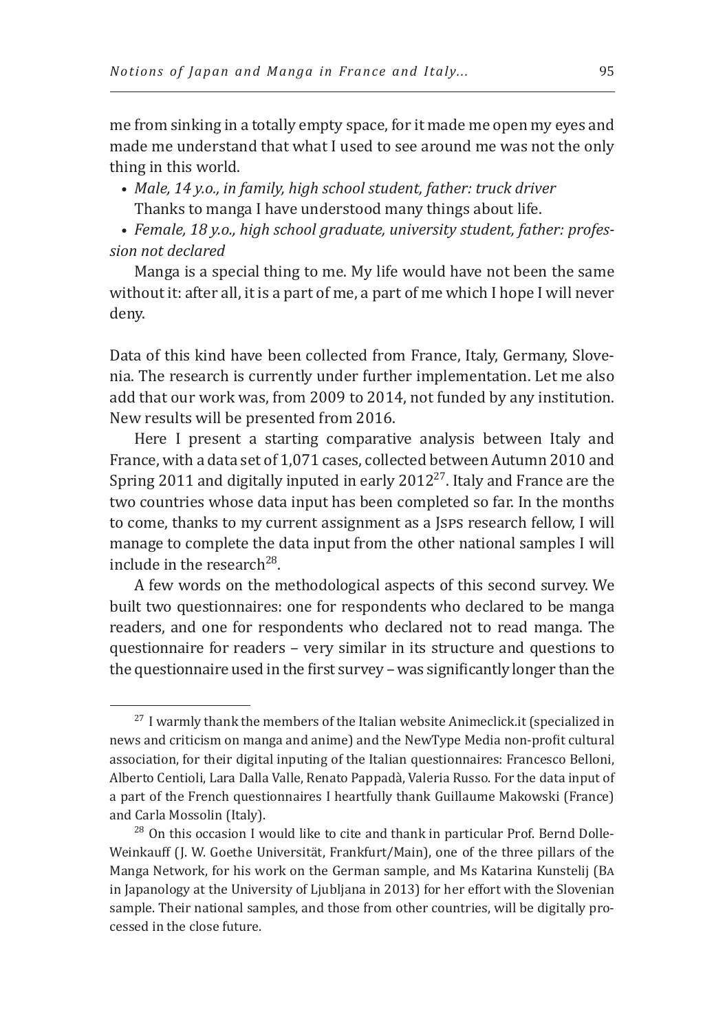me from sinking in a totally empty space, for it made me open my eyes and made me understand that what I used to see around me was not the only thing in this world.

- *Male, 14 y.o., in family, high school student, father: truck driver*
  Thanks to manga I have understood many things about life.
- *Female, 18 y.o., high school graduate, university student, father: profession not declared*

  Manga is a special thing to me. My life would have not been the same without it: after all, it is a part of me, a part of me which I hope I will never deny.

Data of this kind have been collected from France, Italy, Germany, Slovenia. The research is currently under further implementation. Let me also add that our work was, from 2009 to 2014, not funded by any institution. New results will be presented from 2016.

Here I present a starting comparative analysis between Italy and France, with a data set of 1,071 cases, collected between Autumn 2010 and Spring 2011 and digitally inputed in early 2012[27]. Italy and France are the two countries whose data input has been completed so far. In the months to come, thanks to my current assignment as a JSPS research fellow, I will manage to complete the data input from the other national samples I will include in the research[28].

A few words on the methodological aspects of this second survey. We built two questionnaires: one for respondents who declared to be manga readers, and one for respondents who declared not to read manga. The questionnaire for readers – very similar in its structure and questions to the questionnaire used in the first survey – was significantly longer than the

---

[27] I warmly thank the members of the Italian website Animeclick.it (specialized in news and criticism on manga and anime) and the NewType Media non-profit cultural association, for their digital inputing of the Italian questionnaires: Francesco Belloni, Alberto Centioli, Lara Dalla Valle, Renato Pappadà, Valeria Russo. For the data input of a part of the French questionnaires I heartfully thank Guillaume Makowski (France) and Carla Mossolin (Italy).

[28] On this occasion I would like to cite and thank in particular Prof. Bernd Dolle-Weinkauff (J. W. Goethe Universität, Frankfurt/Main), one of the three pillars of the Manga Network, for his work on the German sample, and Ms Katarina Kunstelij (BA in Japanology at the University of Ljubljana in 2013) for her effort with the Slovenian sample. Their national samples, and those from other countries, will be digitally processed in the close future.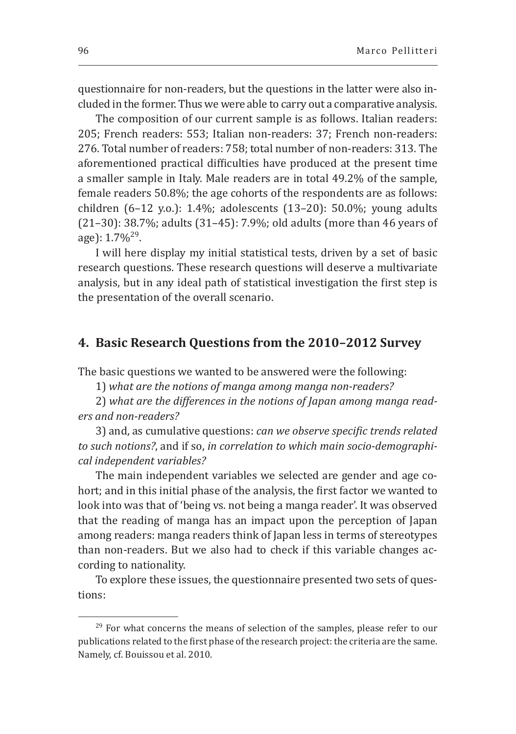questionnaire for non-readers, but the questions in the latter were also included in the former. Thus we were able to carry out a comparative analysis.

The composition of our current sample is as follows. Italian readers: 205; French readers: 553; Italian non-readers: 37; French non-readers: 276. Total number of readers: 758; total number of non-readers: 313. The aforementioned practical difficulties have produced at the present time a smaller sample in Italy. Male readers are in total 49.2% of the sample, female readers 50.8%; the age cohorts of the respondents are as follows: children (6–12 y.o.): 1.4%; adolescents (13–20): 50.0%; young adults (21–30): 38.7%; adults (31–45): 7.9%; old adults (more than 46 years of age): 1.7%[29].

I will here display my initial statistical tests, driven by a set of basic research questions. These research questions will deserve a multivariate analysis, but in any ideal path of statistical investigation the first step is the presentation of the overall scenario.

## 4. Basic Research Questions from the 2010–2012 Survey

The basic questions we wanted to be answered were the following:

1) *what are the notions of manga among manga non-readers?*

2) *what are the differences in the notions of Japan among manga readers and non-readers?*

3) and, as cumulative questions: *can we observe specific trends related to such notions?*, and if so, *in correlation to which main socio-demographical independent variables?*

The main independent variables we selected are gender and age cohort; and in this initial phase of the analysis, the first factor we wanted to look into was that of 'being vs. not being a manga reader'. It was observed that the reading of manga has an impact upon the perception of Japan among readers: manga readers think of Japan less in terms of stereotypes than non-readers. But we also had to check if this variable changes according to nationality.

To explore these issues, the questionnaire presented two sets of questions:

---

[29] For what concerns the means of selection of the samples, please refer to our publications related to the first phase of the research project: the criteria are the same. Namely, cf. Bouissou et al. 2010.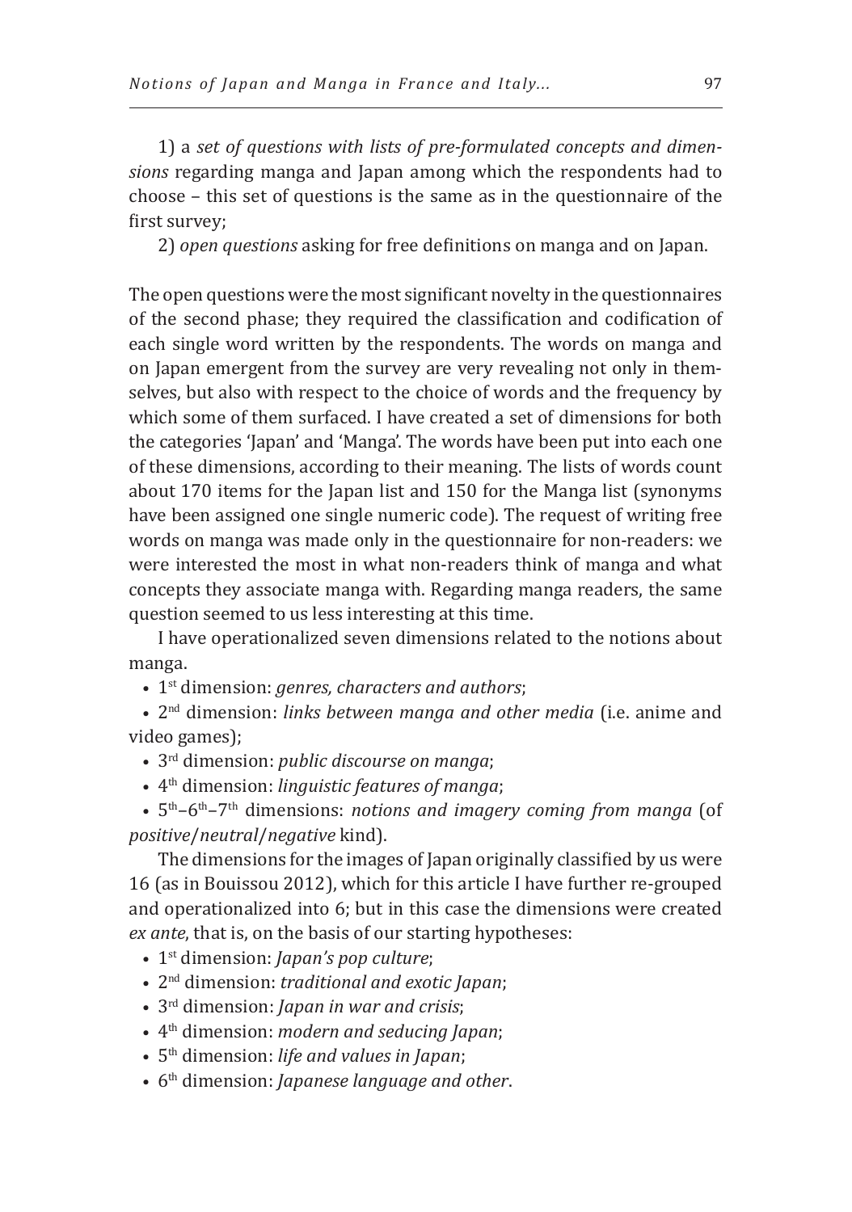1) a *set of questions with lists of pre-formulated concepts and dimensions* regarding manga and Japan among which the respondents had to choose – this set of questions is the same as in the questionnaire of the first survey;

2) *open questions* asking for free definitions on manga and on Japan.

The open questions were the most significant novelty in the questionnaires of the second phase; they required the classification and codification of each single word written by the respondents. The words on manga and on Japan emergent from the survey are very revealing not only in themselves, but also with respect to the choice of words and the frequency by which some of them surfaced. I have created a set of dimensions for both the categories 'Japan' and 'Manga'. The words have been put into each one of these dimensions, according to their meaning. The lists of words count about 170 items for the Japan list and 150 for the Manga list (synonyms have been assigned one single numeric code). The request of writing free words on manga was made only in the questionnaire for non-readers: we were interested the most in what non-readers think of manga and what concepts they associate manga with. Regarding manga readers, the same question seemed to us less interesting at this time.

I have operationalized seven dimensions related to the notions about manga.

- 1st dimension: *genres, characters and authors*;
- 2nd dimension: *links between manga and other media* (i.e. anime and video games);
- 3rd dimension: *public discourse on manga*;
- 4th dimension: *linguistic features of manga*;
- 5th–6th–7th dimensions: *notions and imagery coming from manga* (of *positive*/*neutral*/*negative* kind).

The dimensions for the images of Japan originally classified by us were 16 (as in Bouissou 2012), which for this article I have further re-grouped and operationalized into 6; but in this case the dimensions were created *ex ante*, that is, on the basis of our starting hypotheses:

- 1st dimension: *Japan's pop culture*;
- 2nd dimension: *traditional and exotic Japan*;
- 3rd dimension: *Japan in war and crisis*;
- 4th dimension: *modern and seducing Japan*;
- 5th dimension: *life and values in Japan*;
- 6th dimension: *Japanese language and other*.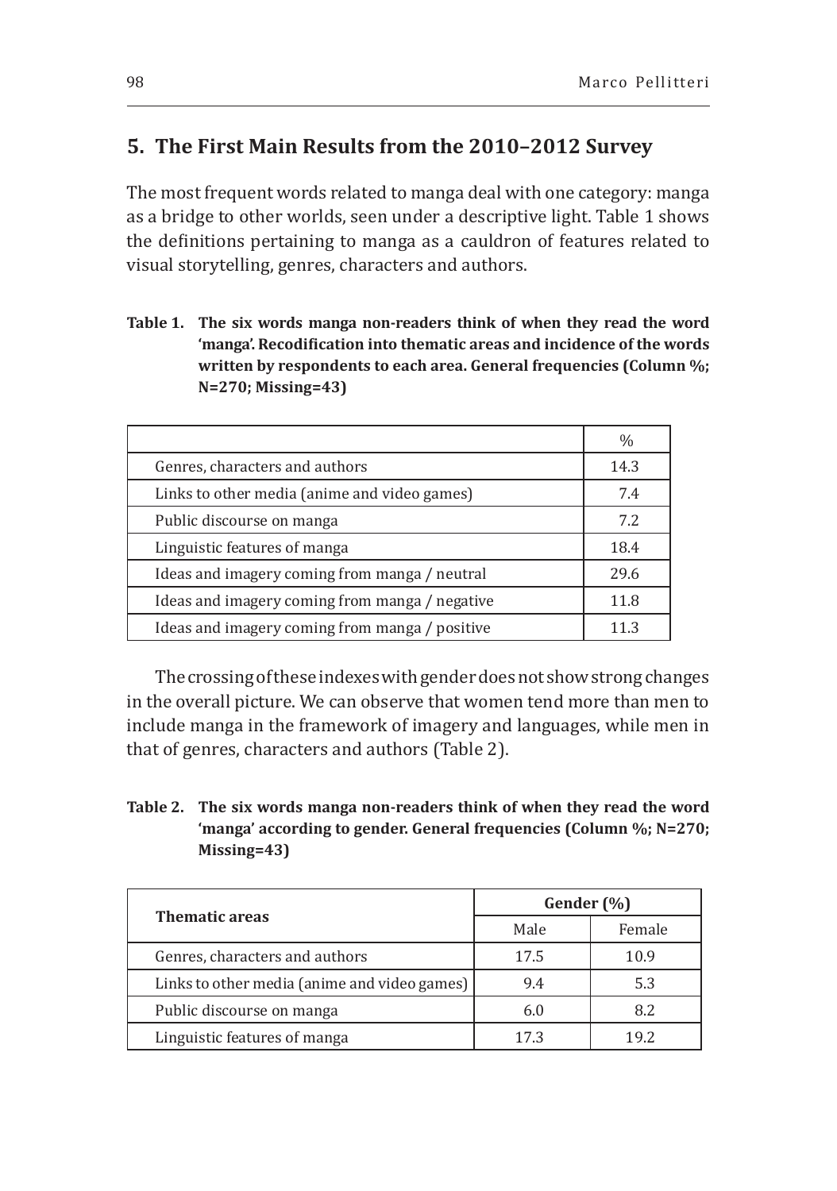## 5. The First Main Results from the 2010–2012 Survey

The most frequent words related to manga deal with one category: manga as a bridge to other worlds, seen under a descriptive light. Table 1 shows the definitions pertaining to manga as a cauldron of features related to visual storytelling, genres, characters and authors.

**Table 1. The six words manga non-readers think of when they read the word 'manga'. Recodification into thematic areas and incidence of the words written by respondents to each area. General frequencies (Column %; N=270; Missing=43)**

| | % |
|---|---|
| Genres, characters and authors | 14.3 |
| Links to other media (anime and video games) | 7.4 |
| Public discourse on manga | 7.2 |
| Linguistic features of manga | 18.4 |
| Ideas and imagery coming from manga / neutral | 29.6 |
| Ideas and imagery coming from manga / negative | 11.8 |
| Ideas and imagery coming from manga / positive | 11.3 |

The crossing of these indexes with gender does not show strong changes in the overall picture. We can observe that women tend more than men to include manga in the framework of imagery and languages, while men in that of genres, characters and authors (Table 2).

**Table 2. The six words manga non-readers think of when they read the word 'manga' according to gender. General frequencies (Column %; N=270; Missing=43)**

| Thematic areas | Gender (%) | |
|---|---|---|
| | Male | Female |
| Genres, characters and authors | 17.5 | 10.9 |
| Links to other media (anime and video games) | 9.4 | 5.3 |
| Public discourse on manga | 6.0 | 8.2 |
| Linguistic features of manga | 17.3 | 19.2 |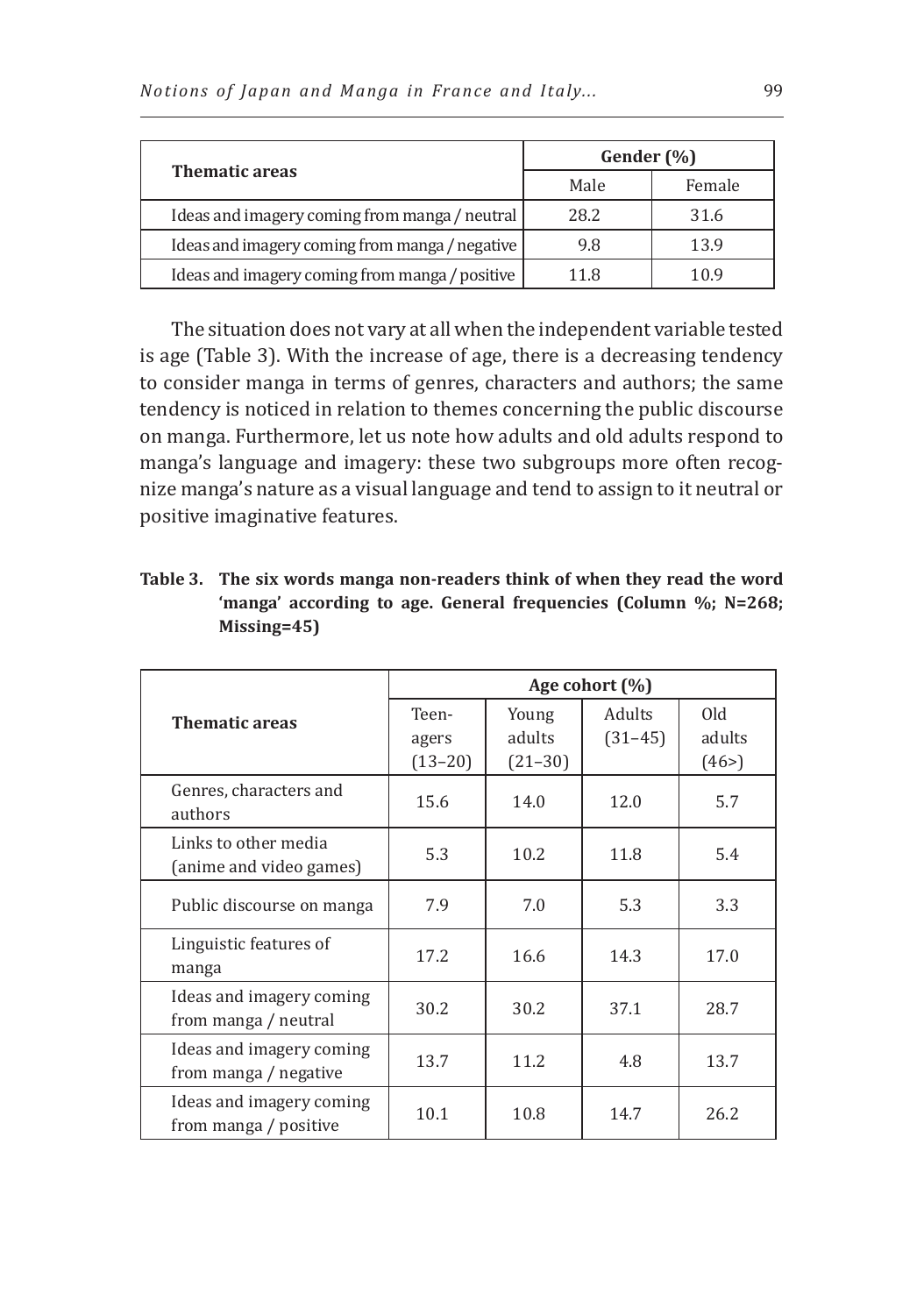| Thematic areas | Gender (%) | |
|---|---|---|
| | Male | Female |
| Ideas and imagery coming from manga / neutral | 28.2 | 31.6 |
| Ideas and imagery coming from manga / negative | 9.8 | 13.9 |
| Ideas and imagery coming from manga / positive | 11.8 | 10.9 |

The situation does not vary at all when the independent variable tested is age (Table 3). With the increase of age, there is a decreasing tendency to consider manga in terms of genres, characters and authors; the same tendency is noticed in relation to themes concerning the public discourse on manga. Furthermore, let us note how adults and old adults respond to manga's language and imagery: these two subgroups more often recognize manga's nature as a visual language and tend to assign to it neutral or positive imaginative features.

**Table 3. The six words manga non-readers think of when they read the word 'manga' according to age. General frequencies (Column %; N=268; Missing=45)**

| Thematic areas | Age cohort (%) | | | |
|---|---|---|---|---|
| | Teen-agers (13–20) | Young adults (21–30) | Adults (31–45) | Old adults (46>) |
| Genres, characters and authors | 15.6 | 14.0 | 12.0 | 5.7 |
| Links to other media (anime and video games) | 5.3 | 10.2 | 11.8 | 5.4 |
| Public discourse on manga | 7.9 | 7.0 | 5.3 | 3.3 |
| Linguistic features of manga | 17.2 | 16.6 | 14.3 | 17.0 |
| Ideas and imagery coming from manga / neutral | 30.2 | 30.2 | 37.1 | 28.7 |
| Ideas and imagery coming from manga / negative | 13.7 | 11.2 | 4.8 | 13.7 |
| Ideas and imagery coming from manga / positive | 10.1 | 10.8 | 14.7 | 26.2 |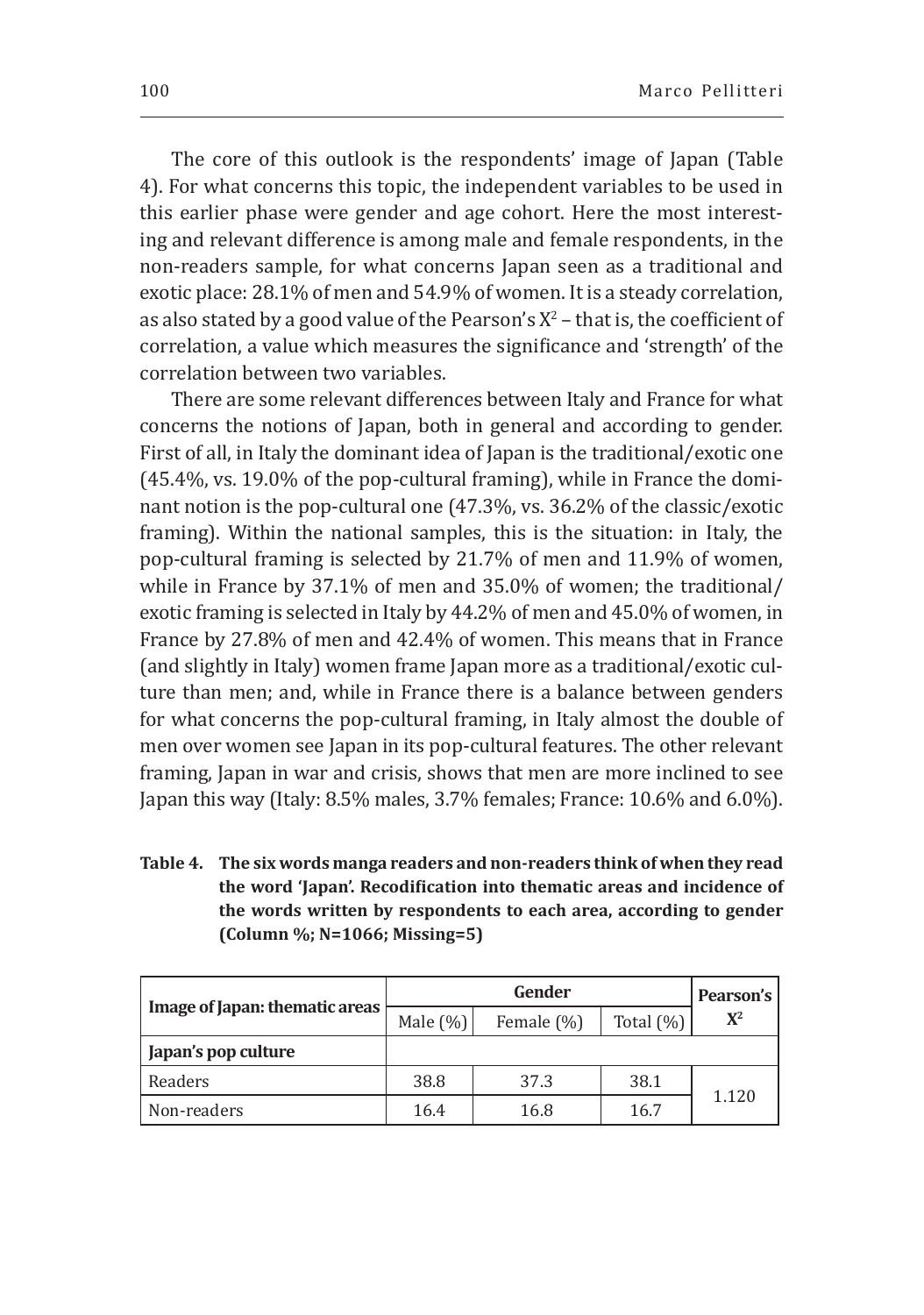The core of this outlook is the respondents' image of Japan (Table 4). For what concerns this topic, the independent variables to be used in this earlier phase were gender and age cohort. Here the most interesting and relevant difference is among male and female respondents, in the non-readers sample, for what concerns Japan seen as a traditional and exotic place: 28.1% of men and 54.9% of women. It is a steady correlation, as also stated by a good value of the Pearson's $X^2$ – that is, the coefficient of correlation, a value which measures the significance and 'strength' of the correlation between two variables.

There are some relevant differences between Italy and France for what concerns the notions of Japan, both in general and according to gender. First of all, in Italy the dominant idea of Japan is the traditional/exotic one (45.4%, vs. 19.0% of the pop-cultural framing), while in France the dominant notion is the pop-cultural one (47.3%, vs. 36.2% of the classic/exotic framing). Within the national samples, this is the situation: in Italy, the pop-cultural framing is selected by 21.7% of men and 11.9% of women, while in France by 37.1% of men and 35.0% of women; the traditional/exotic framing is selected in Italy by 44.2% of men and 45.0% of women, in France by 27.8% of men and 42.4% of women. This means that in France (and slightly in Italy) women frame Japan more as a traditional/exotic culture than men; and, while in France there is a balance between genders for what concerns the pop-cultural framing, in Italy almost the double of men over women see Japan in its pop-cultural features. The other relevant framing, Japan in war and crisis, shows that men are more inclined to see Japan this way (Italy: 8.5% males, 3.7% females; France: 10.6% and 6.0%).

**Table 4. The six words manga readers and non-readers think of when they read the word 'Japan'. Recodification into thematic areas and incidence of the words written by respondents to each area, according to gender (Column %; N=1066; Missing=5)**

| Image of Japan: thematic areas | Gender | | | Pearson's $X^2$ |
|---|---|---|---|---|
| | Male (%) | Female (%) | Total (%) | |
| **Japan's pop culture** | | | | |
| Readers | 38.8 | 37.3 | 38.1 | 1.120 |
| Non-readers | 16.4 | 16.8 | 16.7 | |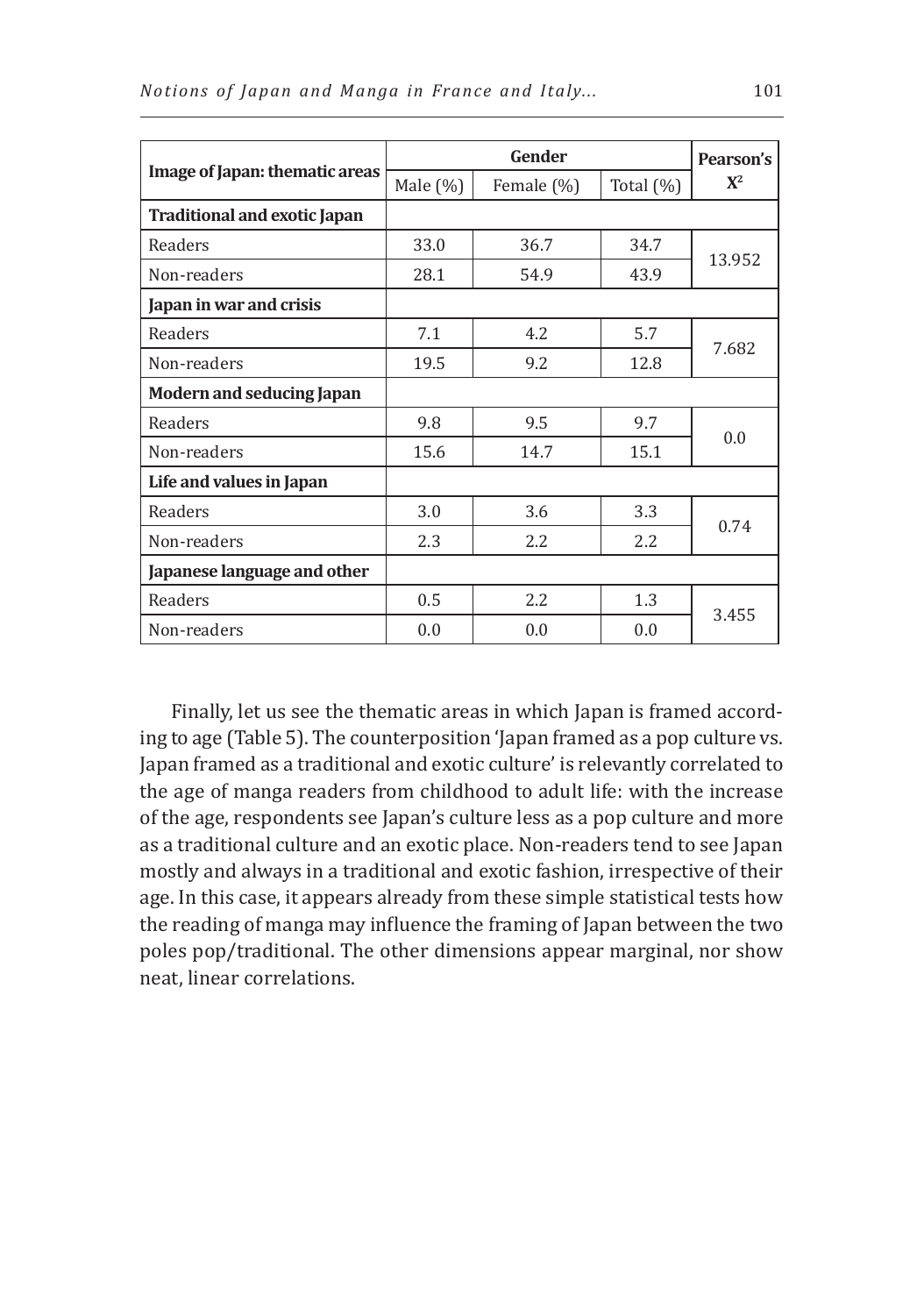| Image of Japan: thematic areas | Gender | | | Pearson's $X^2$ |
|---|---|---|---|---|
| | Male (%) | Female (%) | Total (%) | |
| **Traditional and exotic Japan** | | | | |
| Readers | 33.0 | 36.7 | 34.7 | 13.952 |
| Non-readers | 28.1 | 54.9 | 43.9 | |
| **Japan in war and crisis** | | | | |
| Readers | 7.1 | 4.2 | 5.7 | 7.682 |
| Non-readers | 19.5 | 9.2 | 12.8 | |
| **Modern and seducing Japan** | | | | |
| Readers | 9.8 | 9.5 | 9.7 | 0.0 |
| Non-readers | 15.6 | 14.7 | 15.1 | |
| **Life and values in Japan** | | | | |
| Readers | 3.0 | 3.6 | 3.3 | 0.74 |
| Non-readers | 2.3 | 2.2 | 2.2 | |
| **Japanese language and other** | | | | |
| Readers | 0.5 | 2.2 | 1.3 | 3.455 |
| Non-readers | 0.0 | 0.0 | 0.0 | |

Finally, let us see the thematic areas in which Japan is framed according to age (Table 5). The counterposition 'Japan framed as a pop culture vs. Japan framed as a traditional and exotic culture' is relevantly correlated to the age of manga readers from childhood to adult life: with the increase of the age, respondents see Japan's culture less as a pop culture and more as a traditional culture and an exotic place. Non-readers tend to see Japan mostly and always in a traditional and exotic fashion, irrespective of their age. In this case, it appears already from these simple statistical tests how the reading of manga may influence the framing of Japan between the two poles pop/traditional. The other dimensions appear marginal, nor show neat, linear correlations.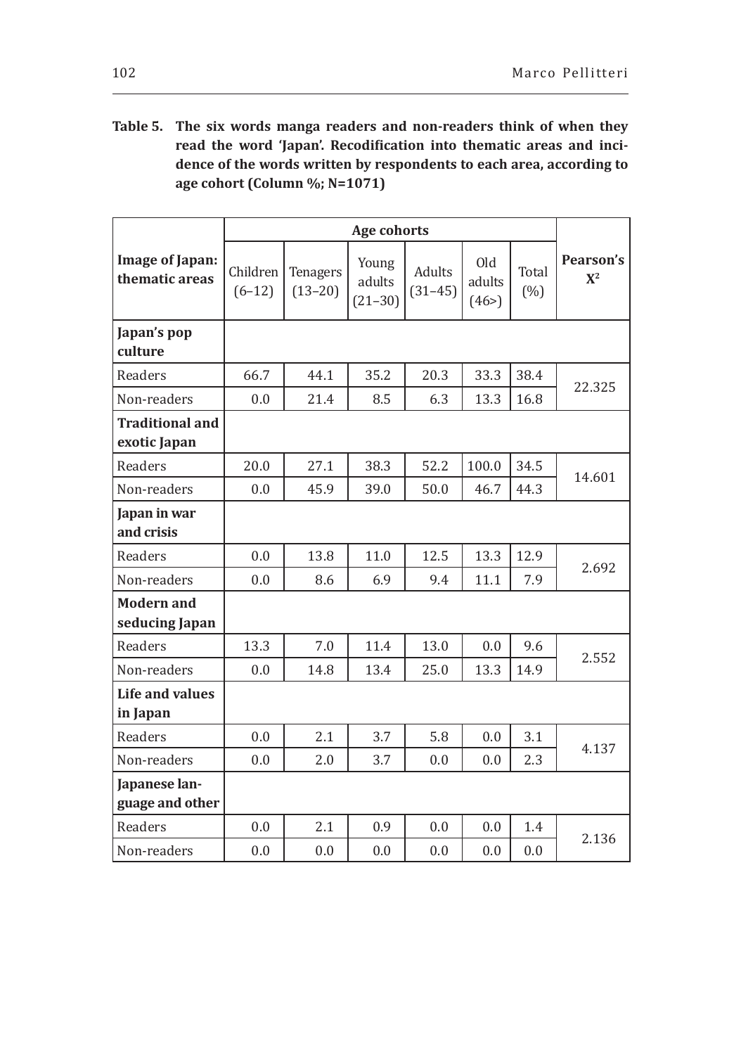**Table 5. The six words manga readers and non-readers think of when they read the word 'Japan'. Recodification into thematic areas and incidence of the words written by respondents to each area, according to age cohort (Column %; N=1071)**

| Image of Japan: thematic areas | Age cohorts | | | | | | Pearson's $X^2$ |
|---|---|---|---|---|---|---|---|
| | Children (6–12) | Tenagers (13–20) | Young adults (21–30) | Adults (31–45) | Old adults (46>) | Total (%) | |
| **Japan's pop culture** | | | | | | | |
| Readers | 66.7 | 44.1 | 35.2 | 20.3 | 33.3 | 38.4 | 22.325 |
| Non-readers | 0.0 | 21.4 | 8.5 | 6.3 | 13.3 | 16.8 | |
| **Traditional and exotic Japan** | | | | | | | |
| Readers | 20.0 | 27.1 | 38.3 | 52.2 | 100.0 | 34.5 | 14.601 |
| Non-readers | 0.0 | 45.9 | 39.0 | 50.0 | 46.7 | 44.3 | |
| **Japan in war and crisis** | | | | | | | |
| Readers | 0.0 | 13.8 | 11.0 | 12.5 | 13.3 | 12.9 | 2.692 |
| Non-readers | 0.0 | 8.6 | 6.9 | 9.4 | 11.1 | 7.9 | |
| **Modern and seducing Japan** | | | | | | | |
| Readers | 13.3 | 7.0 | 11.4 | 13.0 | 0.0 | 9.6 | 2.552 |
| Non-readers | 0.0 | 14.8 | 13.4 | 25.0 | 13.3 | 14.9 | |
| **Life and values in Japan** | | | | | | | |
| Readers | 0.0 | 2.1 | 3.7 | 5.8 | 0.0 | 3.1 | 4.137 |
| Non-readers | 0.0 | 2.0 | 3.7 | 0.0 | 0.0 | 2.3 | |
| **Japanese language and other** | | | | | | | |
| Readers | 0.0 | 2.1 | 0.9 | 0.0 | 0.0 | 1.4 | 2.136 |
| Non-readers | 0.0 | 0.0 | 0.0 | 0.0 | 0.0 | 0.0 | |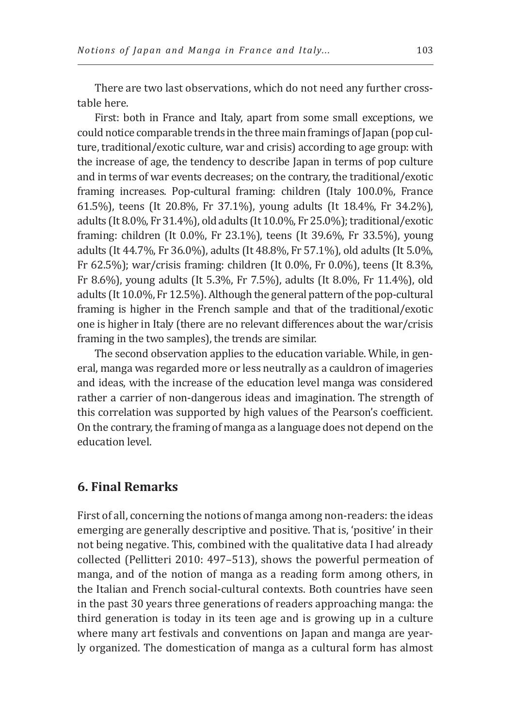There are two last observations, which do not need any further cross-table here.

First: both in France and Italy, apart from some small exceptions, we could notice comparable trends in the three main framings of Japan (pop culture, traditional/exotic culture, war and crisis) according to age group: with the increase of age, the tendency to describe Japan in terms of pop culture and in terms of war events decreases; on the contrary, the traditional/exotic framing increases. Pop-cultural framing: children (Italy 100.0%, France 61.5%), teens (It 20.8%, Fr 37.1%), young adults (It 18.4%, Fr 34.2%), adults (It 8.0%, Fr 31.4%), old adults (It 10.0%, Fr 25.0%); traditional/exotic framing: children (It 0.0%, Fr 23.1%), teens (It 39.6%, Fr 33.5%), young adults (It 44.7%, Fr 36.0%), adults (It 48.8%, Fr 57.1%), old adults (It 5.0%, Fr 62.5%); war/crisis framing: children (It 0.0%, Fr 0.0%), teens (It 8.3%, Fr 8.6%), young adults (It 5.3%, Fr 7.5%), adults (It 8.0%, Fr 11.4%), old adults (It 10.0%, Fr 12.5%). Although the general pattern of the pop-cultural framing is higher in the French sample and that of the traditional/exotic one is higher in Italy (there are no relevant differences about the war/crisis framing in the two samples), the trends are similar.

The second observation applies to the education variable. While, in general, manga was regarded more or less neutrally as a cauldron of imageries and ideas, with the increase of the education level manga was considered rather a carrier of non-dangerous ideas and imagination. The strength of this correlation was supported by high values of the Pearson's coefficient. On the contrary, the framing of manga as a language does not depend on the education level.

## 6. Final Remarks

First of all, concerning the notions of manga among non-readers: the ideas emerging are generally descriptive and positive. That is, 'positive' in their not being negative. This, combined with the qualitative data I had already collected (Pellitteri 2010: 497–513), shows the powerful permeation of manga, and of the notion of manga as a reading form among others, in the Italian and French social-cultural contexts. Both countries have seen in the past 30 years three generations of readers approaching manga: the third generation is today in its teen age and is growing up in a culture where many art festivals and conventions on Japan and manga are yearly organized. The domestication of manga as a cultural form has almost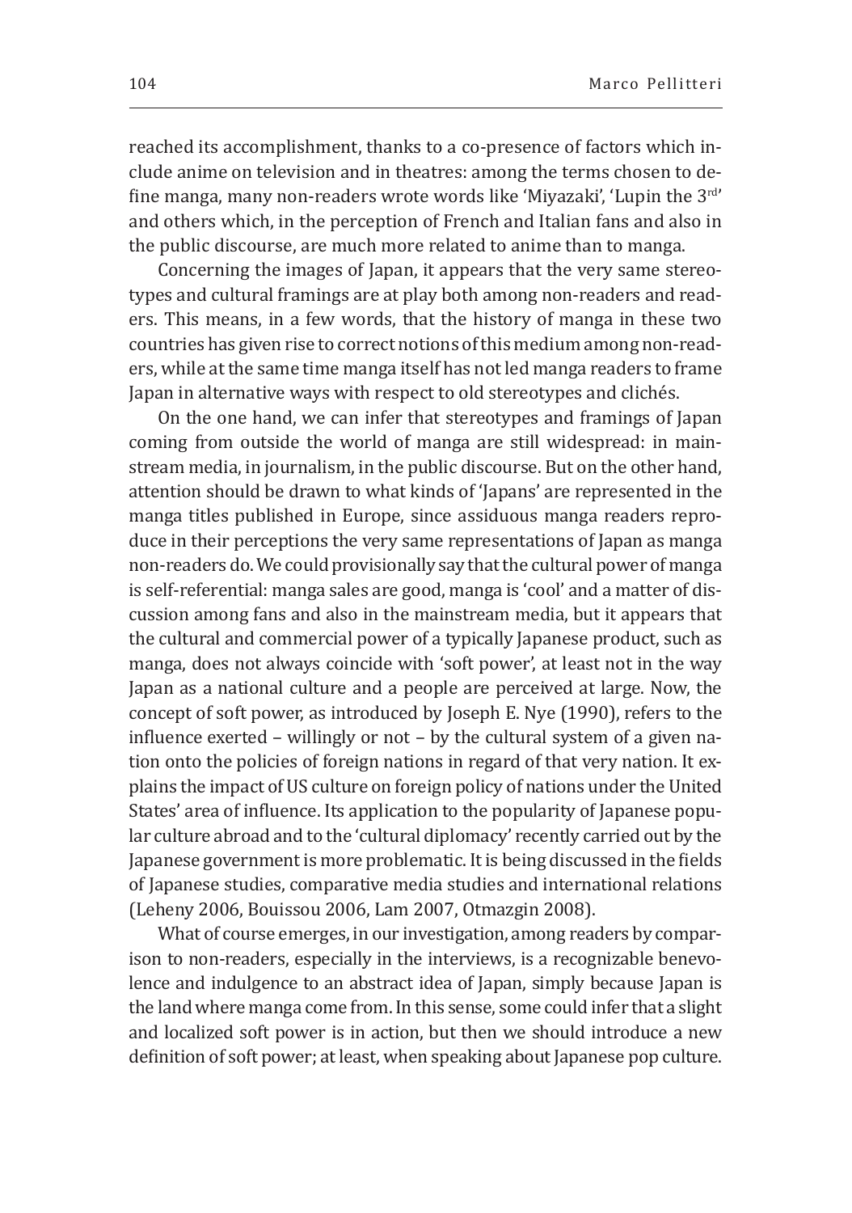reached its accomplishment, thanks to a co-presence of factors which include anime on television and in theatres: among the terms chosen to define manga, many non-readers wrote words like 'Miyazaki', 'Lupin the 3rd' and others which, in the perception of French and Italian fans and also in the public discourse, are much more related to anime than to manga.

Concerning the images of Japan, it appears that the very same stereotypes and cultural framings are at play both among non-readers and readers. This means, in a few words, that the history of manga in these two countries has given rise to correct notions of this medium among non-readers, while at the same time manga itself has not led manga readers to frame Japan in alternative ways with respect to old stereotypes and clichés.

On the one hand, we can infer that stereotypes and framings of Japan coming from outside the world of manga are still widespread: in mainstream media, in journalism, in the public discourse. But on the other hand, attention should be drawn to what kinds of 'Japans' are represented in the manga titles published in Europe, since assiduous manga readers reproduce in their perceptions the very same representations of Japan as manga non-readers do. We could provisionally say that the cultural power of manga is self-referential: manga sales are good, manga is 'cool' and a matter of discussion among fans and also in the mainstream media, but it appears that the cultural and commercial power of a typically Japanese product, such as manga, does not always coincide with 'soft power', at least not in the way Japan as a national culture and a people are perceived at large. Now, the concept of soft power, as introduced by Joseph E. Nye (1990), refers to the influence exerted – willingly or not – by the cultural system of a given nation onto the policies of foreign nations in regard of that very nation. It explains the impact of US culture on foreign policy of nations under the United States' area of influence. Its application to the popularity of Japanese popular culture abroad and to the 'cultural diplomacy' recently carried out by the Japanese government is more problematic. It is being discussed in the fields of Japanese studies, comparative media studies and international relations (Leheny 2006, Bouissou 2006, Lam 2007, Otmazgin 2008).

What of course emerges, in our investigation, among readers by comparison to non-readers, especially in the interviews, is a recognizable benevolence and indulgence to an abstract idea of Japan, simply because Japan is the land where manga come from. In this sense, some could infer that a slight and localized soft power is in action, but then we should introduce a new definition of soft power; at least, when speaking about Japanese pop culture.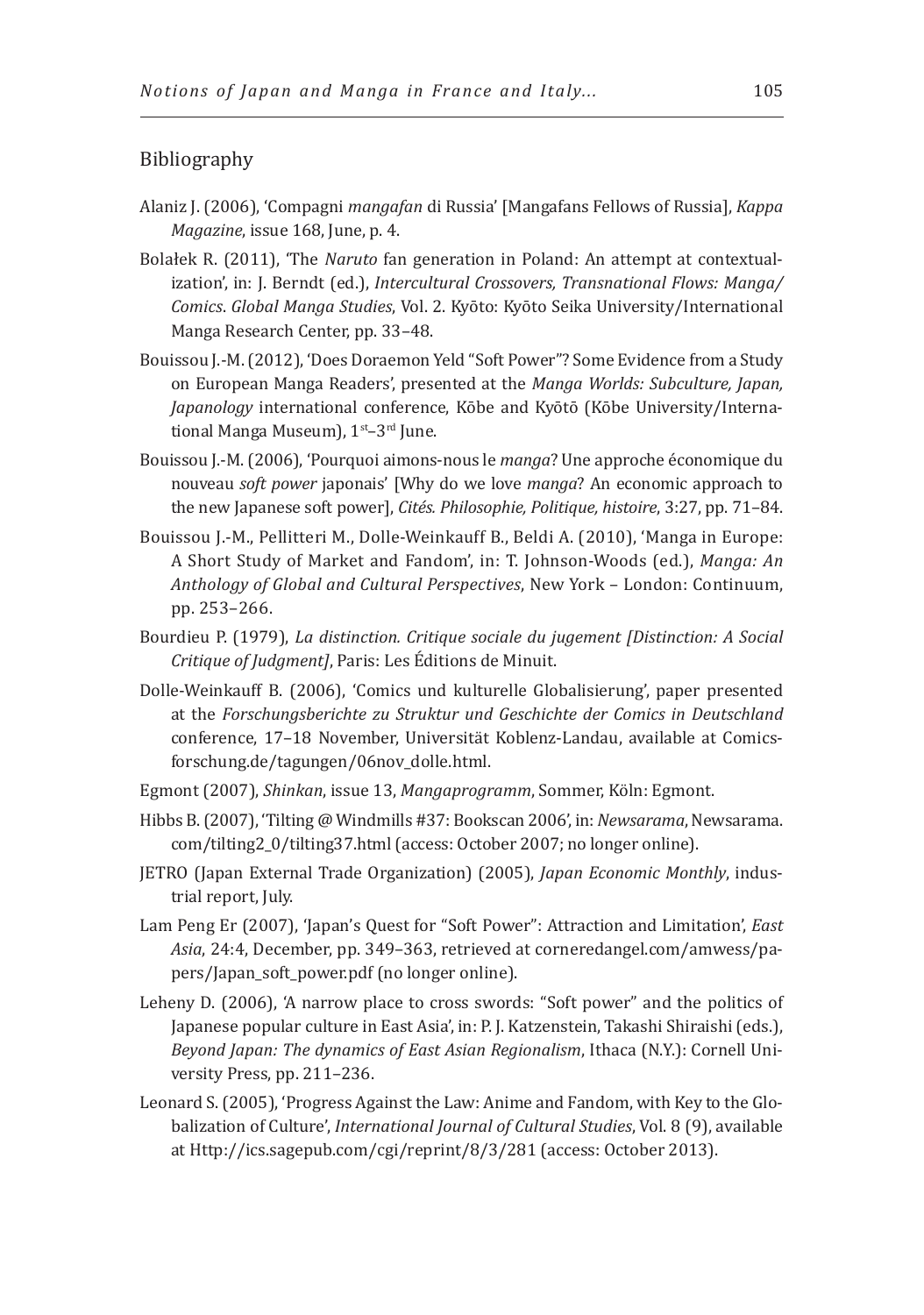## Bibliography

Alaniz J. (2006), 'Compagni *mangafan* di Russia' [Mangafans Fellows of Russia], *Kappa Magazine*, issue 168, June, p. 4.

Bolałek R. (2011), 'The *Naruto* fan generation in Poland: An attempt at contextualization', in: J. Berndt (ed.), *Intercultural Crossovers, Transnational Flows: Manga/Comics*. *Global Manga Studies*, Vol. 2. Kyōto: Kyōto Seika University/International Manga Research Center, pp. 33–48.

Bouissou J.-M. (2012), 'Does Doraemon Yeld "Soft Power"? Some Evidence from a Study on European Manga Readers', presented at the *Manga Worlds: Subculture, Japan, Japanology* international conference, Kōbe and Kyōtō (Kōbe University/International Manga Museum), 1st–3rd June.

Bouissou J.-M. (2006), 'Pourquoi aimons-nous le *manga*? Une approche économique du nouveau *soft power* japonais' [Why do we love *manga*? An economic approach to the new Japanese soft power], *Cités. Philosophie, Politique, histoire*, 3:27, pp. 71–84.

Bouissou J.-M., Pellitteri M., Dolle-Weinkauff B., Beldi A. (2010), 'Manga in Europe: A Short Study of Market and Fandom', in: T. Johnson-Woods (ed.), *Manga: An Anthology of Global and Cultural Perspectives*, New York – London: Continuum, pp. 253–266.

Bourdieu P. (1979), *La distinction. Critique sociale du jugement [Distinction: A Social Critique of Judgment]*, Paris: Les Éditions de Minuit.

Dolle-Weinkauff B. (2006), 'Comics und kulturelle Globalisierung', paper presented at the *Forschungsberichte zu Struktur und Geschichte der Comics in Deutschland* conference, 17–18 November, Universität Koblenz-Landau, available at Comicsforschung.de/tagungen/06nov_dolle.html.

Egmont (2007), *Shinkan*, issue 13, *Mangaprogramm*, Sommer, Köln: Egmont.

Hibbs B. (2007), 'Tilting @ Windmills #37: Bookscan 2006', in: *Newsarama*, Newsarama.com/tilting2_0/tilting37.html (access: October 2007; no longer online).

JETRO (Japan External Trade Organization) (2005), *Japan Economic Monthly*, industrial report, July.

Lam Peng Er (2007), 'Japan's Quest for "Soft Power": Attraction and Limitation', *East Asia*, 24:4, December, pp. 349–363, retrieved at corneredangel.com/amwess/papers/Japan_soft_power.pdf (no longer online).

Leheny D. (2006), 'A narrow place to cross swords: "Soft power" and the politics of Japanese popular culture in East Asia', in: P. J. Katzenstein, Takashi Shiraishi (eds.), *Beyond Japan: The dynamics of East Asian Regionalism*, Ithaca (N.Y.): Cornell University Press, pp. 211–236.

Leonard S. (2005), 'Progress Against the Law: Anime and Fandom, with Key to the Globalization of Culture', *International Journal of Cultural Studies*, Vol. 8 (9), available at Http://ics.sagepub.com/cgi/reprint/8/3/281 (access: October 2013).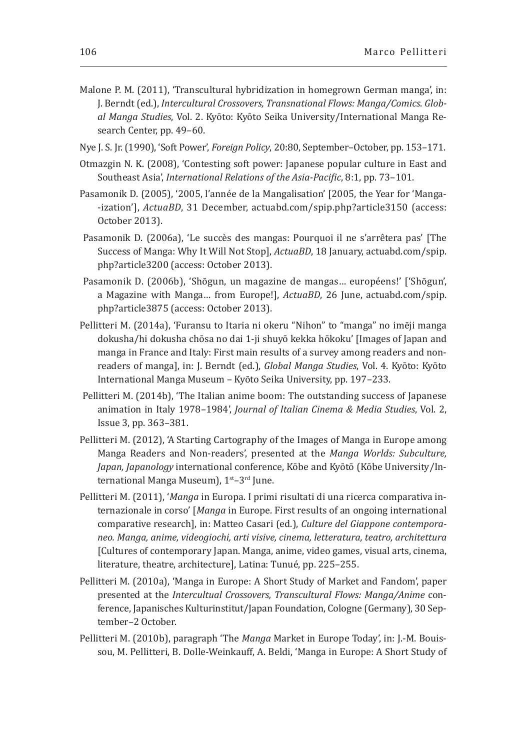Malone P. M. (2011), 'Transcultural hybridization in homegrown German manga', in: J. Berndt (ed.), *Intercultural Crossovers, Transnational Flows: Manga/Comics. Global Manga Studies*, Vol. 2. Kyōto: Kyōto Seika University/International Manga Research Center, pp. 49–60.

Nye J. S. Jr. (1990), 'Soft Power', *Foreign Policy*, 20:80, September–October, pp. 153–171.

Otmazgin N. K. (2008), 'Contesting soft power: Japanese popular culture in East and Southeast Asia', *International Relations of the Asia-Pacific*, 8:1, pp. 73–101.

Pasamonik D. (2005), '2005, l'année de la Mangalisation' [2005, the Year for 'Manga--ization'], *ActuaBD*, 31 December, actuabd.com/spip.php?article3150 (access: October 2013).

Pasamonik D. (2006a), 'Le succès des mangas: Pourquoi il ne s'arrêtera pas' [The Success of Manga: Why It Will Not Stop], *ActuaBD*, 18 January, actuabd.com/spip.php?article3200 (access: October 2013).

Pasamonik D. (2006b), 'Shōgun, un magazine de mangas… européens!' ['Shōgun', a Magazine with Manga… from Europe!], *ActuaBD*, 26 June, actuabd.com/spip.php?article3875 (access: October 2013).

Pellitteri M. (2014a), 'Furansu to Itaria ni okeru "Nihon" to "manga" no imēji manga dokusha/hi dokusha chōsa no dai 1-ji shuyō kekka hōkoku' [Images of Japan and manga in France and Italy: First main results of a survey among readers and non-readers of manga], in: J. Berndt (ed.), *Global Manga Studies*, Vol. 4. Kyōto: Kyōto International Manga Museum – Kyōto Seika University, pp. 197–233.

Pellitteri M. (2014b), 'The Italian anime boom: The outstanding success of Japanese animation in Italy 1978–1984', *Journal of Italian Cinema & Media Studies*, Vol. 2, Issue 3, pp. 363–381.

Pellitteri M. (2012), 'A Starting Cartography of the Images of Manga in Europe among Manga Readers and Non-readers', presented at the *Manga Worlds: Subculture, Japan, Japanology* international conference, Kōbe and Kyōtō (Kōbe University/International Manga Museum), 1st–3rd June.

Pellitteri M. (2011), '*Manga* in Europa. I primi risultati di una ricerca comparativa internazionale in corso' [*Manga* in Europe. First results of an ongoing international comparative research], in: Matteo Casari (ed.), *Culture del Giappone contemporaneo. Manga, anime, videogiochi, arti visive, cinema, letteratura, teatro, architettura* [Cultures of contemporary Japan. Manga, anime, video games, visual arts, cinema, literature, theatre, architecture], Latina: Tunué, pp. 225–255.

Pellitteri M. (2010a), 'Manga in Europe: A Short Study of Market and Fandom', paper presented at the *Intercultual Crossovers, Transcultural Flows: Manga/Anime* conference, Japanisches Kulturinstitut/Japan Foundation, Cologne (Germany), 30 September–2 October.

Pellitteri M. (2010b), paragraph 'The *Manga* Market in Europe Today', in: J.-M. Bouissou, M. Pellitteri, B. Dolle-Weinkauff, A. Beldi, 'Manga in Europe: A Short Study of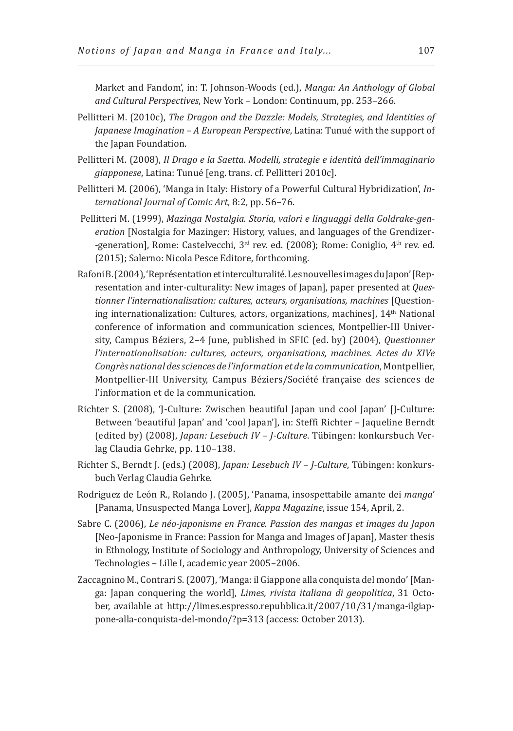Market and Fandom', in: T. Johnson-Woods (ed.), *Manga: An Anthology of Global and Cultural Perspectives*, New York – London: Continuum, pp. 253–266.

Pellitteri M. (2010c), *The Dragon and the Dazzle: Models, Strategies, and Identities of Japanese Imagination – A European Perspective*, Latina: Tunué with the support of the Japan Foundation.

Pellitteri M. (2008), *Il Drago e la Saetta. Modelli, strategie e identità dell'immaginario giapponese*, Latina: Tunué [eng. trans. cf. Pellitteri 2010c].

Pellitteri M. (2006), 'Manga in Italy: History of a Powerful Cultural Hybridization', *International Journal of Comic Art*, 8:2, pp. 56–76.

Pellitteri M. (1999), *Mazinga Nostalgia. Storia, valori e linguaggi della Goldrake-generation* [Nostalgia for Mazinger: History, values, and languages of the Grendizer--generation], Rome: Castelvecchi, 3rd rev. ed. (2008); Rome: Coniglio, 4th rev. ed. (2015); Salerno: Nicola Pesce Editore, forthcoming.

Rafoni B. (2004), 'Représentation et interculturalité. Les nouvelles images du Japon' [Representation and inter-culturality: New images of Japan], paper presented at *Questionner l'internationalisation: cultures, acteurs, organisations, machines* [Questioning internationalization: Cultures, actors, organizations, machines], 14th National conference of information and communication sciences, Montpellier-III University, Campus Béziers, 2–4 June, published in SFIC (ed. by) (2004), *Questionner l'internationalisation: cultures, acteurs, organisations, machines. Actes du XIVe Congrès national des sciences de l'information et de la communication*, Montpellier, Montpellier-III University, Campus Béziers/Société française des sciences de l'information et de la communication.

Richter S. (2008), 'J-Culture: Zwischen beautiful Japan und cool Japan' [J-Culture: Between 'beautiful Japan' and 'cool Japan'], in: Steffi Richter – Jaqueline Berndt (edited by) (2008), *Japan: Lesebuch IV – J-Culture*. Tübingen: konkursbuch Verlag Claudia Gehrke, pp. 110–138.

Richter S., Berndt J. (eds.) (2008), *Japan: Lesebuch IV – J-Culture*, Tübingen: konkursbuch Verlag Claudia Gehrke.

Rodriguez de León R., Rolando J. (2005), 'Panama, insospettabile amante dei *manga*' [Panama, Unsuspected Manga Lover], *Kappa Magazine*, issue 154, April, 2.

Sabre C. (2006), *Le néo-japonisme en France. Passion des mangas et images du Japon* [Neo-Japonisme in France: Passion for Manga and Images of Japan], Master thesis in Ethnology, Institute of Sociology and Anthropology, University of Sciences and Technologies – Lille I, academic year 2005–2006.

Zaccagnino M., Contrari S. (2007), 'Manga: il Giappone alla conquista del mondo' [Manga: Japan conquering the world], *Limes, rivista italiana di geopolitica*, 31 October, available at http://limes.espresso.repubblica.it/2007/10/31/manga-ilgiappone-alla-conquista-del-mondo/?p=313 (access: October 2013).